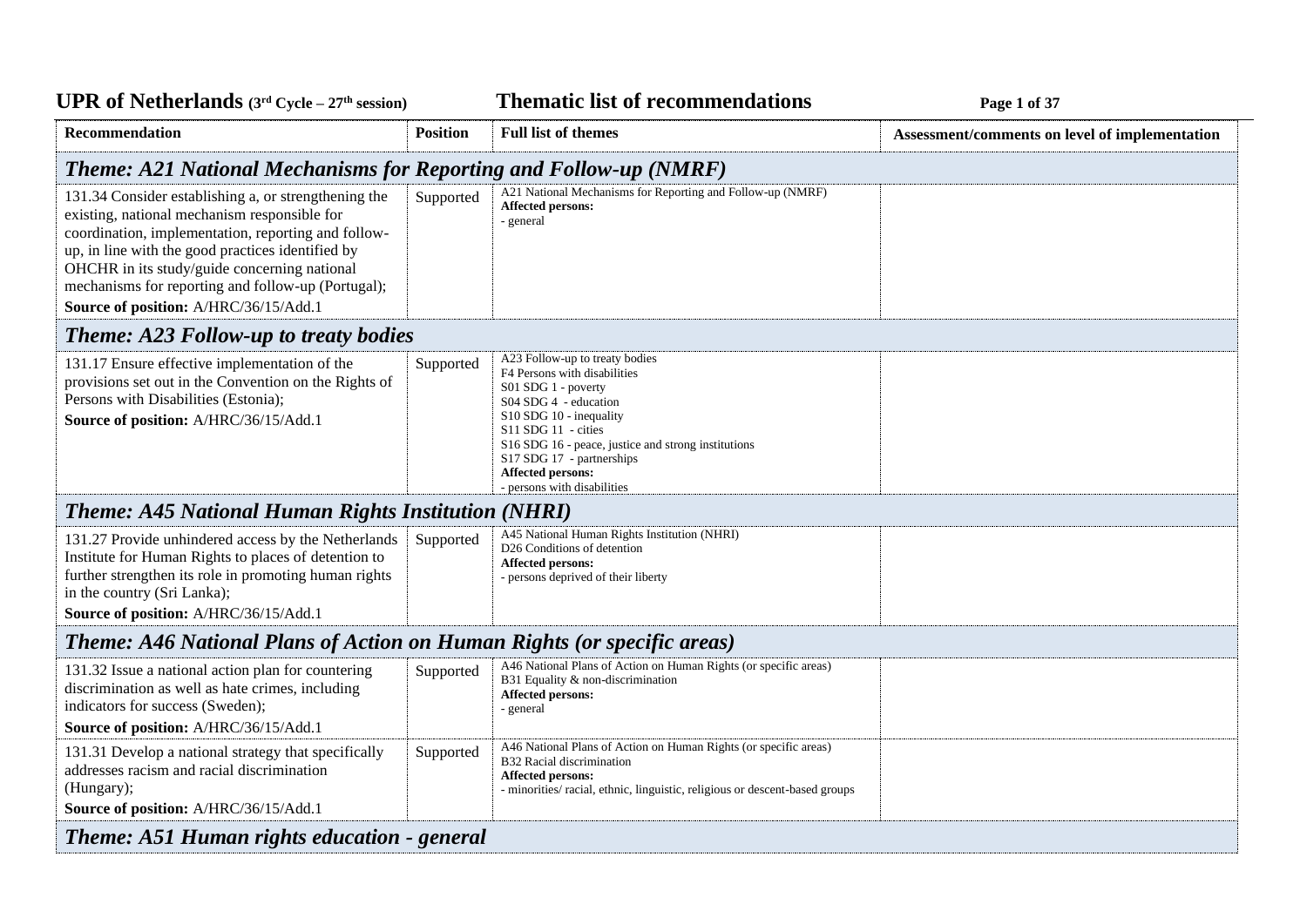# UPR of Netherlands (3rd Cycle – 27th session) Thematic list of recommendations

| Recommendation | Position | Full list of themes | Assessment/comments on level of implementation |
|---|---|---|---|
| ***Theme: A21 National Mechanisms for Reporting and Follow-up (NMRF)*** | | | |
| 131.34 Consider establishing a, or strengthening the existing, national mechanism responsible for coordination, implementation, reporting and follow-up, in line with the good practices identified by OHCHR in its study/guide concerning national mechanisms for reporting and follow-up (Portugal);<br>**Source of position:** A/HRC/36/15/Add.1 | Supported | A21 National Mechanisms for Reporting and Follow-up (NMRF)<br>**Affected persons:**<br>- general | |
| ***Theme: A23 Follow-up to treaty bodies*** | | | |
| 131.17 Ensure effective implementation of the provisions set out in the Convention on the Rights of Persons with Disabilities (Estonia);<br>**Source of position:** A/HRC/36/15/Add.1 | Supported | A23 Follow-up to treaty bodies<br>F4 Persons with disabilities<br>S01 SDG 1 - poverty<br>S04 SDG 4 - education<br>S10 SDG 10 - inequality<br>S11 SDG 11 - cities<br>S16 SDG 16 - peace, justice and strong institutions<br>S17 SDG 17 - partnerships<br>**Affected persons:**<br>- persons with disabilities | |
| ***Theme: A45 National Human Rights Institution (NHRI)*** | | | |
| 131.27 Provide unhindered access by the Netherlands Institute for Human Rights to places of detention to further strengthen its role in promoting human rights in the country (Sri Lanka);<br>**Source of position:** A/HRC/36/15/Add.1 | Supported | A45 National Human Rights Institution (NHRI)<br>D26 Conditions of detention<br>**Affected persons:**<br>- persons deprived of their liberty | |
| ***Theme: A46 National Plans of Action on Human Rights (or specific areas)*** | | | |
| 131.32 Issue a national action plan for countering discrimination as well as hate crimes, including indicators for success (Sweden);<br>**Source of position:** A/HRC/36/15/Add.1 | Supported | A46 National Plans of Action on Human Rights (or specific areas)<br>B31 Equality & non-discrimination<br>**Affected persons:**<br>- general | |
| 131.31 Develop a national strategy that specifically addresses racism and racial discrimination (Hungary);<br>**Source of position:** A/HRC/36/15/Add.1 | Supported | A46 National Plans of Action on Human Rights (or specific areas)<br>B32 Racial discrimination<br>**Affected persons:**<br>- minorities/ racial, ethnic, linguistic, religious or descent-based groups | |
| ***Theme: A51 Human rights education - general*** | | | |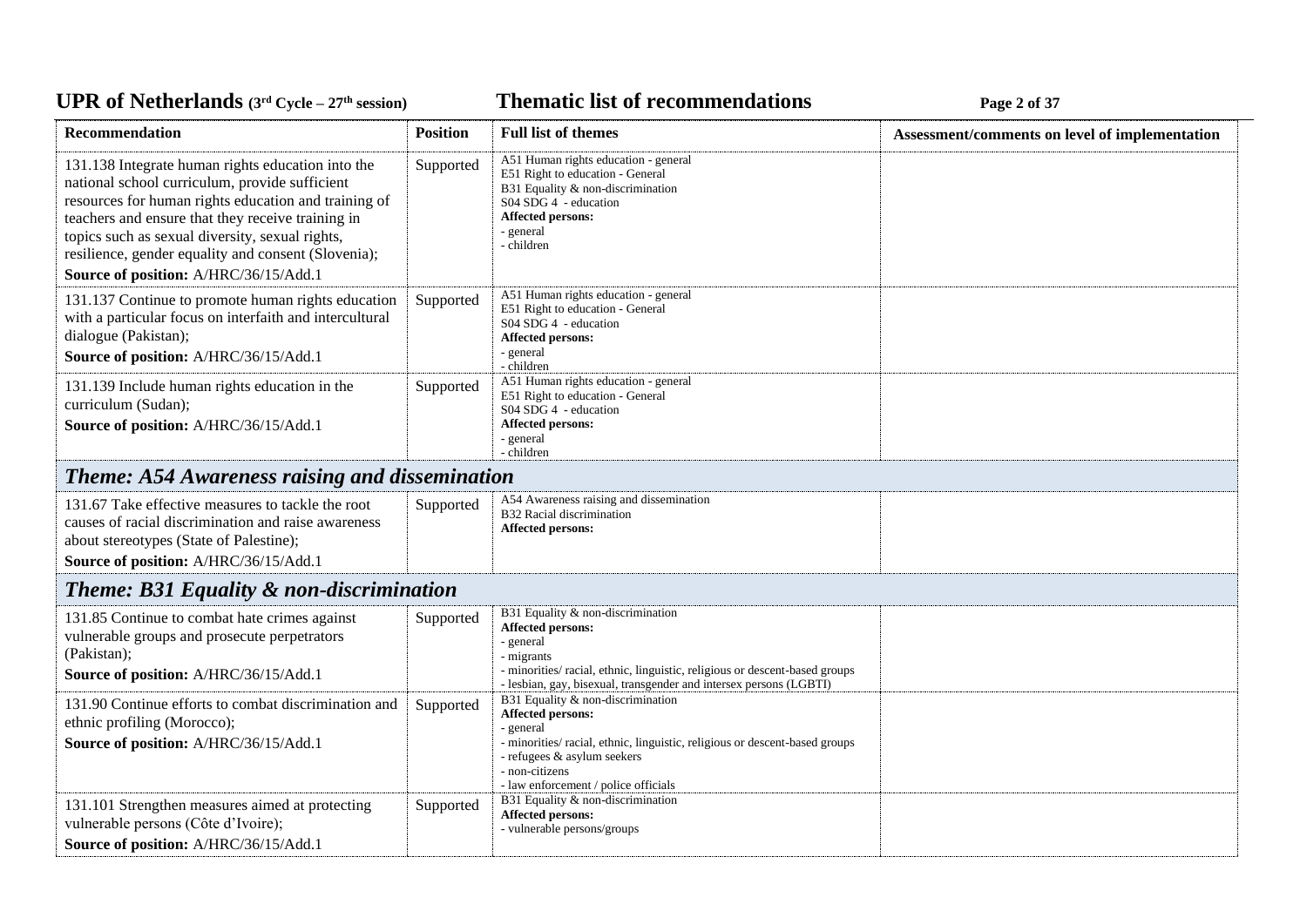| Recommendation | Position | Full list of themes | Assessment/comments on level of implementation |
|---|---|---|---|
| 131.138 Integrate human rights education into the national school curriculum, provide sufficient resources for human rights education and training of teachers and ensure that they receive training in topics such as sexual diversity, sexual rights, resilience, gender equality and consent (Slovenia);<br>**Source of position:** A/HRC/36/15/Add.1 | Supported | A51 Human rights education - general<br>E51 Right to education - General<br>B31 Equality & non-discrimination<br>S04 SDG 4 - education<br>**Affected persons:**<br>- general<br>- children | |
| 131.137 Continue to promote human rights education with a particular focus on interfaith and intercultural dialogue (Pakistan);<br>**Source of position:** A/HRC/36/15/Add.1 | Supported | A51 Human rights education - general<br>E51 Right to education - General<br>S04 SDG 4 - education<br>**Affected persons:**<br>- general<br>- children | |
| 131.139 Include human rights education in the curriculum (Sudan);<br>**Source of position:** A/HRC/36/15/Add.1 | Supported | A51 Human rights education - general<br>E51 Right to education - General<br>S04 SDG 4 - education<br>**Affected persons:**<br>- general<br>- children | |
| ***Theme: A54 Awareness raising and dissemination*** | | | |
| 131.67 Take effective measures to tackle the root causes of racial discrimination and raise awareness about stereotypes (State of Palestine);<br>**Source of position:** A/HRC/36/15/Add.1 | Supported | A54 Awareness raising and dissemination<br>B32 Racial discrimination<br>**Affected persons:** | |
| ***Theme: B31 Equality & non-discrimination*** | | | |
| 131.85 Continue to combat hate crimes against vulnerable groups and prosecute perpetrators (Pakistan);<br>**Source of position:** A/HRC/36/15/Add.1 | Supported | B31 Equality & non-discrimination<br>**Affected persons:**<br>- general<br>- migrants<br>- minorities/ racial, ethnic, linguistic, religious or descent-based groups<br>- lesbian, gay, bisexual, transgender and intersex persons (LGBTI) | |
| 131.90 Continue efforts to combat discrimination and ethnic profiling (Morocco);<br>**Source of position:** A/HRC/36/15/Add.1 | Supported | B31 Equality & non-discrimination<br>**Affected persons:**<br>- general<br>- minorities/ racial, ethnic, linguistic, religious or descent-based groups<br>- refugees & asylum seekers<br>- non-citizens<br>- law enforcement / police officials | |
| 131.101 Strengthen measures aimed at protecting vulnerable persons (Côte d'Ivoire);<br>**Source of position:** A/HRC/36/15/Add.1 | Supported | B31 Equality & non-discrimination<br>**Affected persons:**<br>- vulnerable persons/groups | |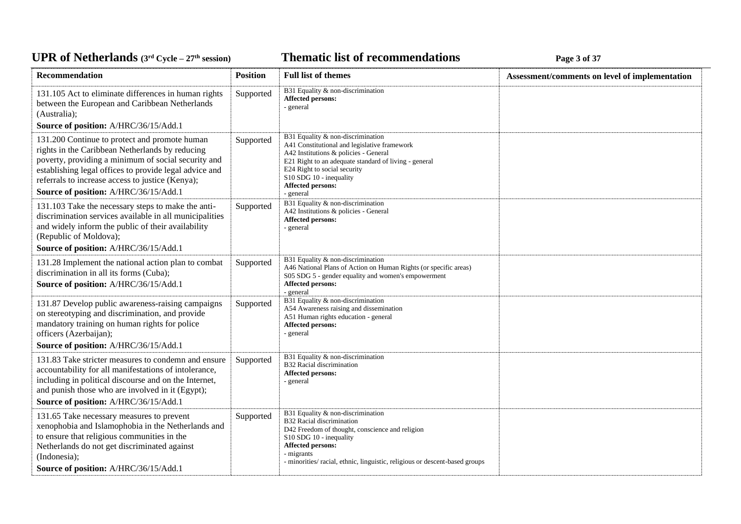| Recommendation | Position | Full list of themes | Assessment/comments on level of implementation |
|---|---|---|---|
| 131.105 Act to eliminate differences in human rights between the European and Caribbean Netherlands (Australia);<br>**Source of position:** A/HRC/36/15/Add.1 | Supported | B31 Equality & non-discrimination<br>**Affected persons:**<br>- general | |
| 131.200 Continue to protect and promote human rights in the Caribbean Netherlands by reducing poverty, providing a minimum of social security and establishing legal offices to provide legal advice and referrals to increase access to justice (Kenya);<br>**Source of position:** A/HRC/36/15/Add.1 | Supported | B31 Equality & non-discrimination<br>A41 Constitutional and legislative framework<br>A42 Institutions & policies - General<br>E21 Right to an adequate standard of living - general<br>E24 Right to social security<br>S10 SDG 10 - inequality<br>**Affected persons:**<br>- general | |
| 131.103 Take the necessary steps to make the anti-discrimination services available in all municipalities and widely inform the public of their availability (Republic of Moldova);<br>**Source of position:** A/HRC/36/15/Add.1 | Supported | B31 Equality & non-discrimination<br>A42 Institutions & policies - General<br>**Affected persons:**<br>- general | |
| 131.28 Implement the national action plan to combat discrimination in all its forms (Cuba);<br>**Source of position:** A/HRC/36/15/Add.1 | Supported | B31 Equality & non-discrimination<br>A46 National Plans of Action on Human Rights (or specific areas)<br>S05 SDG 5 - gender equality and women's empowerment<br>**Affected persons:**<br>- general | |
| 131.87 Develop public awareness-raising campaigns on stereotyping and discrimination, and provide mandatory training on human rights for police officers (Azerbaijan);<br>**Source of position:** A/HRC/36/15/Add.1 | Supported | B31 Equality & non-discrimination<br>A54 Awareness raising and dissemination<br>A51 Human rights education - general<br>**Affected persons:**<br>- general | |
| 131.83 Take stricter measures to condemn and ensure accountability for all manifestations of intolerance, including in political discourse and on the Internet, and punish those who are involved in it (Egypt);<br>**Source of position:** A/HRC/36/15/Add.1 | Supported | B31 Equality & non-discrimination<br>B32 Racial discrimination<br>**Affected persons:**<br>- general | |
| 131.65 Take necessary measures to prevent xenophobia and Islamophobia in the Netherlands and to ensure that religious communities in the Netherlands do not get discriminated against (Indonesia);<br>**Source of position:** A/HRC/36/15/Add.1 | Supported | B31 Equality & non-discrimination<br>B32 Racial discrimination<br>D42 Freedom of thought, conscience and religion<br>S10 SDG 10 - inequality<br>**Affected persons:**<br>- migrants<br>- minorities/ racial, ethnic, linguistic, religious or descent-based groups | |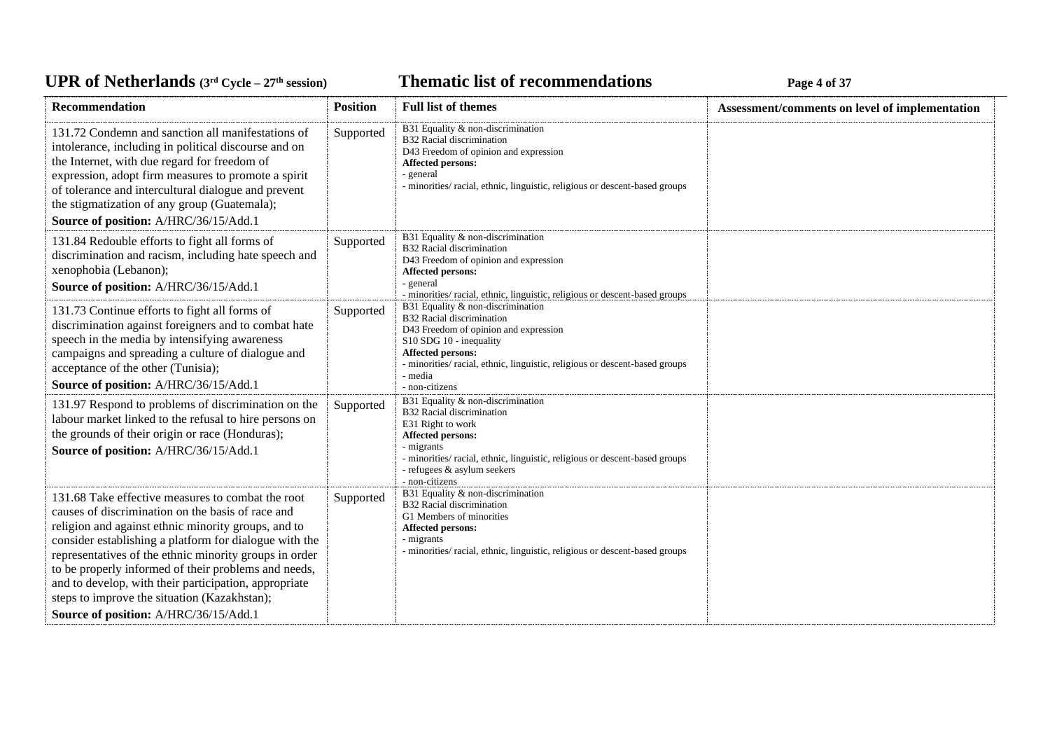| Recommendation | Position | Full list of themes | Assessment/comments on level of implementation |
|---|---|---|---|
| 131.72 Condemn and sanction all manifestations of intolerance, including in political discourse and on the Internet, with due regard for freedom of expression, adopt firm measures to promote a spirit of tolerance and intercultural dialogue and prevent the stigmatization of any group (Guatemala);<br>**Source of position:** A/HRC/36/15/Add.1 | Supported | B31 Equality & non-discrimination<br>B32 Racial discrimination<br>D43 Freedom of opinion and expression<br>**Affected persons:**<br>- general<br>- minorities/ racial, ethnic, linguistic, religious or descent-based groups | |
| 131.84 Redouble efforts to fight all forms of discrimination and racism, including hate speech and xenophobia (Lebanon);<br>**Source of position:** A/HRC/36/15/Add.1 | Supported | B31 Equality & non-discrimination<br>B32 Racial discrimination<br>D43 Freedom of opinion and expression<br>**Affected persons:**<br>- general<br>- minorities/ racial, ethnic, linguistic, religious or descent-based groups | |
| 131.73 Continue efforts to fight all forms of discrimination against foreigners and to combat hate speech in the media by intensifying awareness campaigns and spreading a culture of dialogue and acceptance of the other (Tunisia);<br>**Source of position:** A/HRC/36/15/Add.1 | Supported | B31 Equality & non-discrimination<br>B32 Racial discrimination<br>D43 Freedom of opinion and expression<br>S10 SDG 10 - inequality<br>**Affected persons:**<br>- minorities/ racial, ethnic, linguistic, religious or descent-based groups<br>- media<br>- non-citizens | |
| 131.97 Respond to problems of discrimination on the labour market linked to the refusal to hire persons on the grounds of their origin or race (Honduras);<br>**Source of position:** A/HRC/36/15/Add.1 | Supported | B31 Equality & non-discrimination<br>B32 Racial discrimination<br>E31 Right to work<br>**Affected persons:**<br>- migrants<br>- minorities/ racial, ethnic, linguistic, religious or descent-based groups<br>- refugees & asylum seekers<br>- non-citizens | |
| 131.68 Take effective measures to combat the root causes of discrimination on the basis of race and religion and against ethnic minority groups, and to consider establishing a platform for dialogue with the representatives of the ethnic minority groups in order to be properly informed of their problems and needs, and to develop, with their participation, appropriate steps to improve the situation (Kazakhstan);<br>**Source of position:** A/HRC/36/15/Add.1 | Supported | B31 Equality & non-discrimination<br>B32 Racial discrimination<br>G1 Members of minorities<br>**Affected persons:**<br>- migrants<br>- minorities/ racial, ethnic, linguistic, religious or descent-based groups | |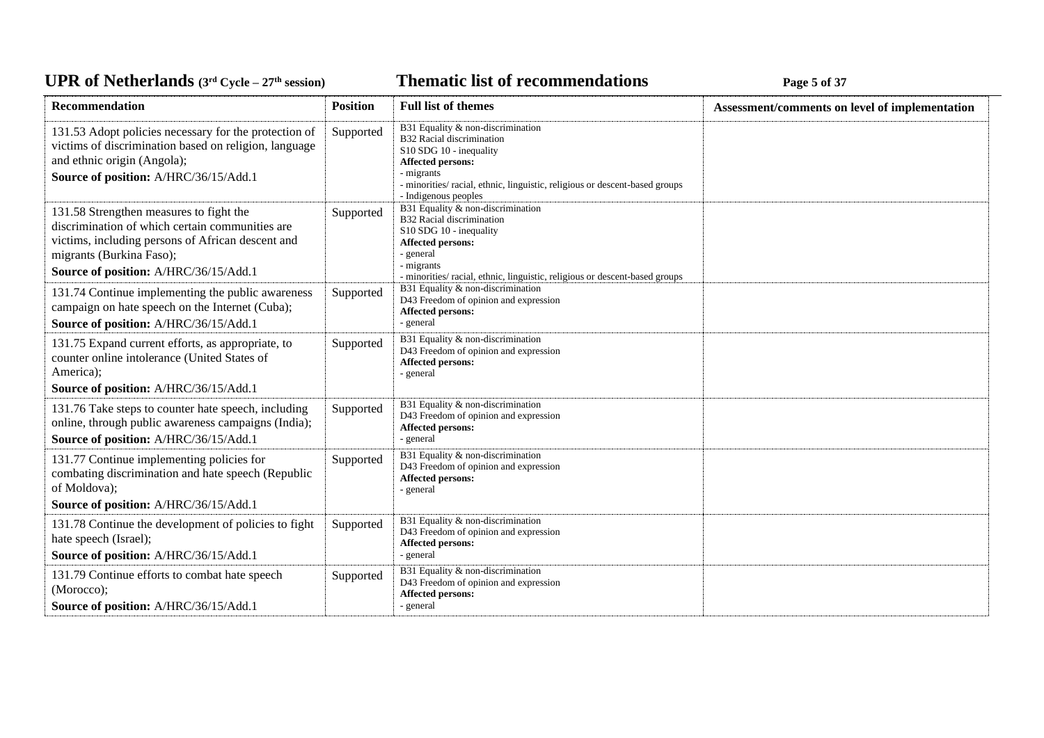| Recommendation | Position | Full list of themes | Assessment/comments on level of implementation |
|---|---|---|---|
| 131.53 Adopt policies necessary for the protection of victims of discrimination based on religion, language and ethnic origin (Angola);<br>**Source of position:** A/HRC/36/15/Add.1 | Supported | B31 Equality & non-discrimination<br>B32 Racial discrimination<br>S10 SDG 10 - inequality<br>**Affected persons:**<br>- migrants<br>- minorities/ racial, ethnic, linguistic, religious or descent-based groups<br>- Indigenous peoples | |
| 131.58 Strengthen measures to fight the discrimination of which certain communities are victims, including persons of African descent and migrants (Burkina Faso);<br>**Source of position:** A/HRC/36/15/Add.1 | Supported | B31 Equality & non-discrimination<br>B32 Racial discrimination<br>S10 SDG 10 - inequality<br>**Affected persons:**<br>- general<br>- migrants<br>- minorities/ racial, ethnic, linguistic, religious or descent-based groups | |
| 131.74 Continue implementing the public awareness campaign on hate speech on the Internet (Cuba);<br>**Source of position:** A/HRC/36/15/Add.1 | Supported | B31 Equality & non-discrimination<br>D43 Freedom of opinion and expression<br>**Affected persons:**<br>- general | |
| 131.75 Expand current efforts, as appropriate, to counter online intolerance (United States of America);<br>**Source of position:** A/HRC/36/15/Add.1 | Supported | B31 Equality & non-discrimination<br>D43 Freedom of opinion and expression<br>**Affected persons:**<br>- general | |
| 131.76 Take steps to counter hate speech, including online, through public awareness campaigns (India);<br>**Source of position:** A/HRC/36/15/Add.1 | Supported | B31 Equality & non-discrimination<br>D43 Freedom of opinion and expression<br>**Affected persons:**<br>- general | |
| 131.77 Continue implementing policies for combating discrimination and hate speech (Republic of Moldova);<br>**Source of position:** A/HRC/36/15/Add.1 | Supported | B31 Equality & non-discrimination<br>D43 Freedom of opinion and expression<br>**Affected persons:**<br>- general | |
| 131.78 Continue the development of policies to fight hate speech (Israel);<br>**Source of position:** A/HRC/36/15/Add.1 | Supported | B31 Equality & non-discrimination<br>D43 Freedom of opinion and expression<br>**Affected persons:**<br>- general | |
| 131.79 Continue efforts to combat hate speech (Morocco);<br>**Source of position:** A/HRC/36/15/Add.1 | Supported | B31 Equality & non-discrimination<br>D43 Freedom of opinion and expression<br>**Affected persons:**<br>- general | |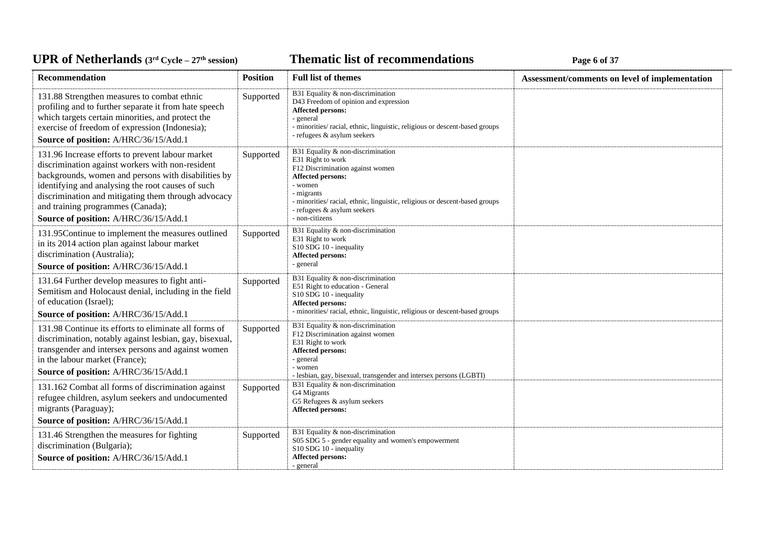| Recommendation | Position | Full list of themes | Assessment/comments on level of implementation |
|---|---|---|---|
| 131.88 Strengthen measures to combat ethnic profiling and to further separate it from hate speech which targets certain minorities, and protect the exercise of freedom of expression (Indonesia);<br>**Source of position:** A/HRC/36/15/Add.1 | Supported | B31 Equality & non-discrimination<br>D43 Freedom of opinion and expression<br>**Affected persons:**<br>- general<br>- minorities/ racial, ethnic, linguistic, religious or descent-based groups<br>- refugees & asylum seekers | |
| 131.96 Increase efforts to prevent labour market discrimination against workers with non-resident backgrounds, women and persons with disabilities by identifying and analysing the root causes of such discrimination and mitigating them through advocacy and training programmes (Canada);<br>**Source of position:** A/HRC/36/15/Add.1 | Supported | B31 Equality & non-discrimination<br>E31 Right to work<br>F12 Discrimination against women<br>**Affected persons:**<br>- women<br>- migrants<br>- minorities/ racial, ethnic, linguistic, religious or descent-based groups<br>- refugees & asylum seekers<br>- non-citizens | |
| 131.95Continue to implement the measures outlined in its 2014 action plan against labour market discrimination (Australia);<br>**Source of position:** A/HRC/36/15/Add.1 | Supported | B31 Equality & non-discrimination<br>E31 Right to work<br>S10 SDG 10 - inequality<br>**Affected persons:**<br>- general | |
| 131.64 Further develop measures to fight anti-Semitism and Holocaust denial, including in the field of education (Israel);<br>**Source of position:** A/HRC/36/15/Add.1 | Supported | B31 Equality & non-discrimination<br>E51 Right to education - General<br>S10 SDG 10 - inequality<br>**Affected persons:**<br>- minorities/ racial, ethnic, linguistic, religious or descent-based groups | |
| 131.98 Continue its efforts to eliminate all forms of discrimination, notably against lesbian, gay, bisexual, transgender and intersex persons and against women in the labour market (France);<br>**Source of position:** A/HRC/36/15/Add.1 | Supported | B31 Equality & non-discrimination<br>F12 Discrimination against women<br>E31 Right to work<br>**Affected persons:**<br>- general<br>- women<br>- lesbian, gay, bisexual, transgender and intersex persons (LGBTI) | |
| 131.162 Combat all forms of discrimination against refugee children, asylum seekers and undocumented migrants (Paraguay);<br>**Source of position:** A/HRC/36/15/Add.1 | Supported | B31 Equality & non-discrimination<br>G4 Migrants<br>G5 Refugees & asylum seekers<br>**Affected persons:** | |
| 131.46 Strengthen the measures for fighting discrimination (Bulgaria);<br>**Source of position:** A/HRC/36/15/Add.1 | Supported | B31 Equality & non-discrimination<br>S05 SDG 5 - gender equality and women's empowerment<br>S10 SDG 10 - inequality<br>**Affected persons:**<br>- general | |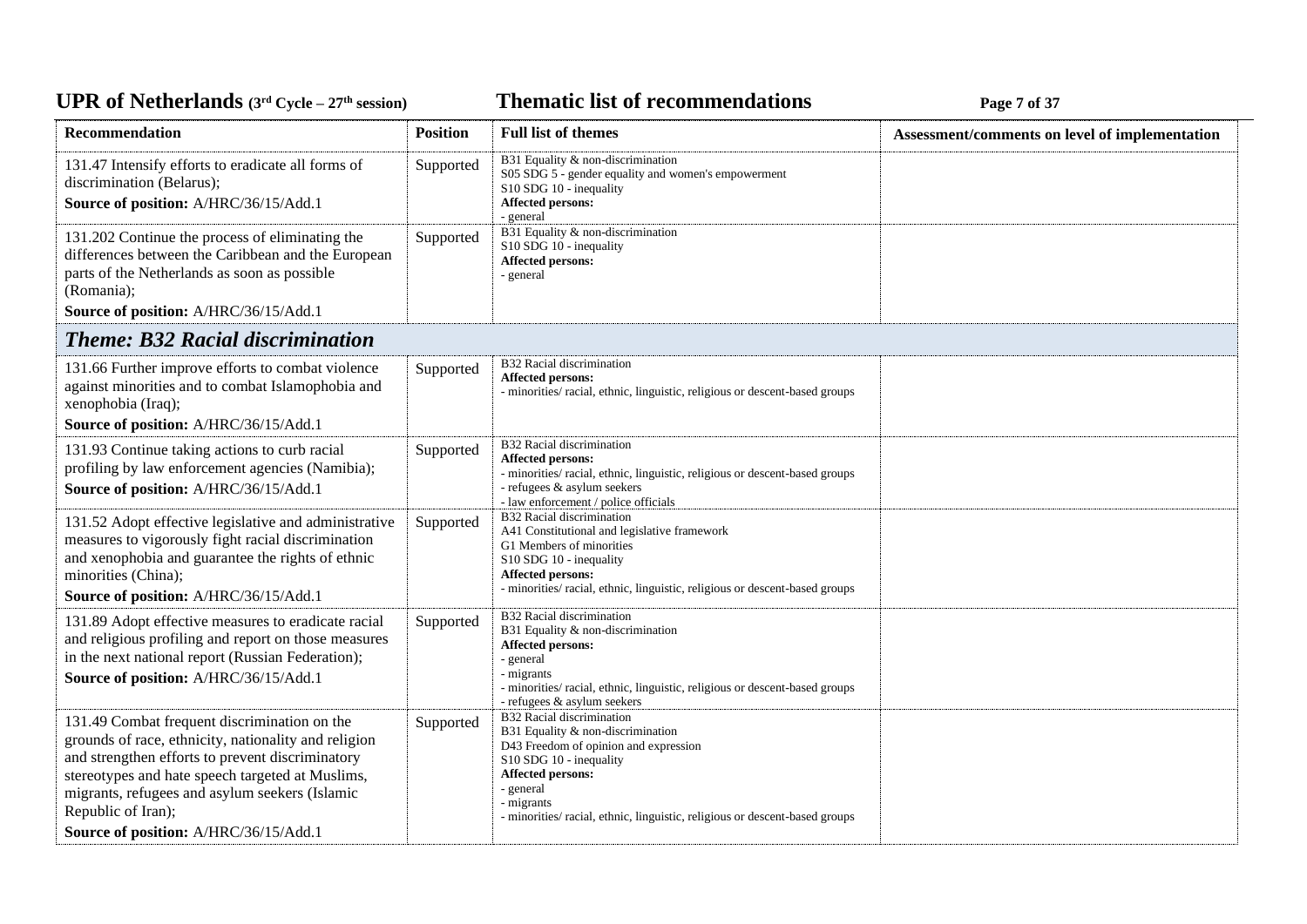| Recommendation | Position | Full list of themes | Assessment/comments on level of implementation |
|---|---|---|---|
| 131.47 Intensify efforts to eradicate all forms of discrimination (Belarus);<br>**Source of position:** A/HRC/36/15/Add.1 | Supported | B31 Equality & non-discrimination<br>S05 SDG 5 - gender equality and women's empowerment<br>S10 SDG 10 - inequality<br>**Affected persons:**<br>- general | |
| 131.202 Continue the process of eliminating the differences between the Caribbean and the European parts of the Netherlands as soon as possible (Romania);<br>**Source of position:** A/HRC/36/15/Add.1 | Supported | B31 Equality & non-discrimination<br>S10 SDG 10 - inequality<br>**Affected persons:**<br>- general | |
| ***Theme: B32 Racial discrimination*** | | | |
| 131.66 Further improve efforts to combat violence against minorities and to combat Islamophobia and xenophobia (Iraq);<br>**Source of position:** A/HRC/36/15/Add.1 | Supported | B32 Racial discrimination<br>**Affected persons:**<br>- minorities/ racial, ethnic, linguistic, religious or descent-based groups | |
| 131.93 Continue taking actions to curb racial profiling by law enforcement agencies (Namibia);<br>**Source of position:** A/HRC/36/15/Add.1 | Supported | B32 Racial discrimination<br>**Affected persons:**<br>- minorities/ racial, ethnic, linguistic, religious or descent-based groups<br>- refugees & asylum seekers<br>- law enforcement / police officials | |
| 131.52 Adopt effective legislative and administrative measures to vigorously fight racial discrimination and xenophobia and guarantee the rights of ethnic minorities (China);<br>**Source of position:** A/HRC/36/15/Add.1 | Supported | B32 Racial discrimination<br>A41 Constitutional and legislative framework<br>G1 Members of minorities<br>S10 SDG 10 - inequality<br>**Affected persons:**<br>- minorities/ racial, ethnic, linguistic, religious or descent-based groups | |
| 131.89 Adopt effective measures to eradicate racial and religious profiling and report on those measures in the next national report (Russian Federation);<br>**Source of position:** A/HRC/36/15/Add.1 | Supported | B32 Racial discrimination<br>B31 Equality & non-discrimination<br>**Affected persons:**<br>- general<br>- migrants<br>- minorities/ racial, ethnic, linguistic, religious or descent-based groups<br>- refugees & asylum seekers | |
| 131.49 Combat frequent discrimination on the grounds of race, ethnicity, nationality and religion and strengthen efforts to prevent discriminatory stereotypes and hate speech targeted at Muslims, migrants, refugees and asylum seekers (Islamic Republic of Iran);<br>**Source of position:** A/HRC/36/15/Add.1 | Supported | B32 Racial discrimination<br>B31 Equality & non-discrimination<br>D43 Freedom of opinion and expression<br>S10 SDG 10 - inequality<br>**Affected persons:**<br>- general<br>- migrants<br>- minorities/ racial, ethnic, linguistic, religious or descent-based groups | |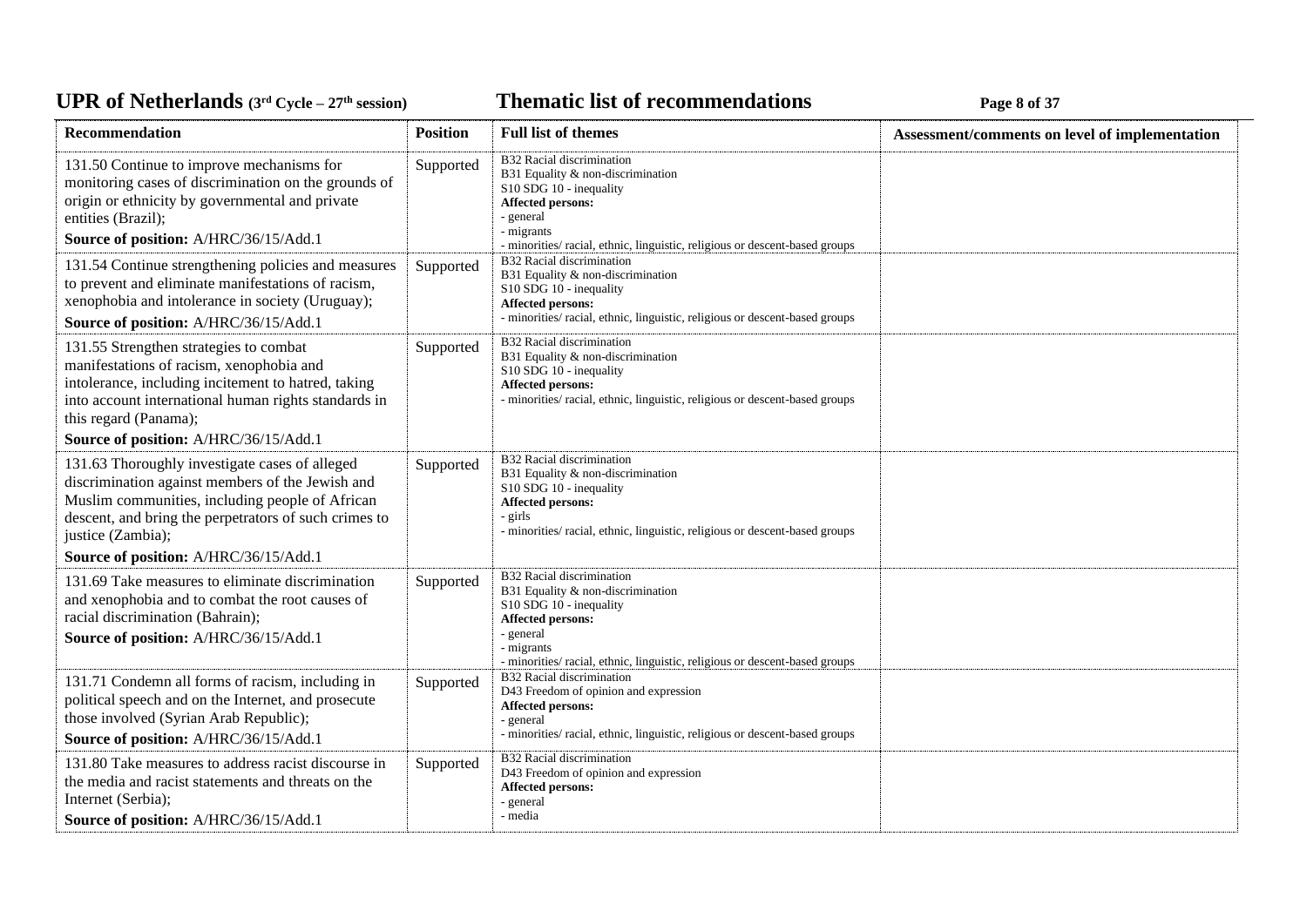| Recommendation | Position | Full list of themes | Assessment/comments on level of implementation |
|---|---|---|---|
| 131.50 Continue to improve mechanisms for monitoring cases of discrimination on the grounds of origin or ethnicity by governmental and private entities (Brazil);<br>**Source of position:** A/HRC/36/15/Add.1 | Supported | B32 Racial discrimination<br>B31 Equality & non-discrimination<br>S10 SDG 10 - inequality<br>**Affected persons:**<br>- general<br>- migrants<br>- minorities/ racial, ethnic, linguistic, religious or descent-based groups | |
| 131.54 Continue strengthening policies and measures to prevent and eliminate manifestations of racism, xenophobia and intolerance in society (Uruguay);<br>**Source of position:** A/HRC/36/15/Add.1 | Supported | B32 Racial discrimination<br>B31 Equality & non-discrimination<br>S10 SDG 10 - inequality<br>**Affected persons:**<br>- minorities/ racial, ethnic, linguistic, religious or descent-based groups | |
| 131.55 Strengthen strategies to combat manifestations of racism, xenophobia and intolerance, including incitement to hatred, taking into account international human rights standards in this regard (Panama);<br>**Source of position:** A/HRC/36/15/Add.1 | Supported | B32 Racial discrimination<br>B31 Equality & non-discrimination<br>S10 SDG 10 - inequality<br>**Affected persons:**<br>- minorities/ racial, ethnic, linguistic, religious or descent-based groups | |
| 131.63 Thoroughly investigate cases of alleged discrimination against members of the Jewish and Muslim communities, including people of African descent, and bring the perpetrators of such crimes to justice (Zambia);<br>**Source of position:** A/HRC/36/15/Add.1 | Supported | B32 Racial discrimination<br>B31 Equality & non-discrimination<br>S10 SDG 10 - inequality<br>**Affected persons:**<br>- girls<br>- minorities/ racial, ethnic, linguistic, religious or descent-based groups | |
| 131.69 Take measures to eliminate discrimination and xenophobia and to combat the root causes of racial discrimination (Bahrain);<br>**Source of position:** A/HRC/36/15/Add.1 | Supported | B32 Racial discrimination<br>B31 Equality & non-discrimination<br>S10 SDG 10 - inequality<br>**Affected persons:**<br>- general<br>- migrants<br>- minorities/ racial, ethnic, linguistic, religious or descent-based groups | |
| 131.71 Condemn all forms of racism, including in political speech and on the Internet, and prosecute those involved (Syrian Arab Republic);<br>**Source of position:** A/HRC/36/15/Add.1 | Supported | B32 Racial discrimination<br>D43 Freedom of opinion and expression<br>**Affected persons:**<br>- general<br>- minorities/ racial, ethnic, linguistic, religious or descent-based groups | |
| 131.80 Take measures to address racist discourse in the media and racist statements and threats on the Internet (Serbia);<br>**Source of position:** A/HRC/36/15/Add.1 | Supported | B32 Racial discrimination<br>D43 Freedom of opinion and expression<br>**Affected persons:**<br>- general<br>- media | |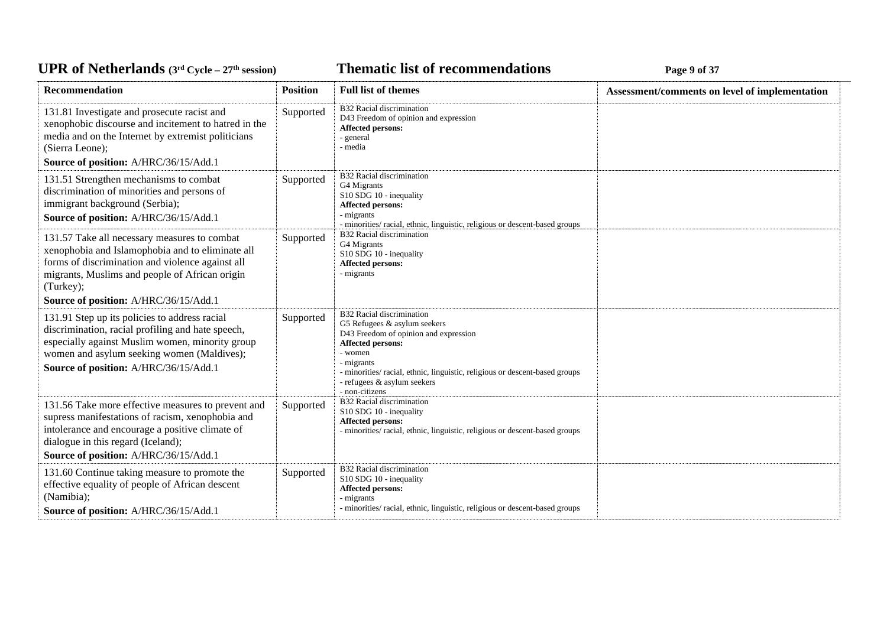| Recommendation | Position | Full list of themes | Assessment/comments on level of implementation |
|---|---|---|---|
| 131.81 Investigate and prosecute racist and xenophobic discourse and incitement to hatred in the media and on the Internet by extremist politicians (Sierra Leone);<br>**Source of position:** A/HRC/36/15/Add.1 | Supported | B32 Racial discrimination<br>D43 Freedom of opinion and expression<br>**Affected persons:**<br>- general<br>- media | |
| 131.51 Strengthen mechanisms to combat discrimination of minorities and persons of immigrant background (Serbia);<br>**Source of position:** A/HRC/36/15/Add.1 | Supported | B32 Racial discrimination<br>G4 Migrants<br>S10 SDG 10 - inequality<br>**Affected persons:**<br>- migrants<br>- minorities/ racial, ethnic, linguistic, religious or descent-based groups | |
| 131.57 Take all necessary measures to combat xenophobia and Islamophobia and to eliminate all forms of discrimination and violence against all migrants, Muslims and people of African origin (Turkey);<br>**Source of position:** A/HRC/36/15/Add.1 | Supported | B32 Racial discrimination<br>G4 Migrants<br>S10 SDG 10 - inequality<br>**Affected persons:**<br>- migrants | |
| 131.91 Step up its policies to address racial discrimination, racial profiling and hate speech, especially against Muslim women, minority group women and asylum seeking women (Maldives);<br>**Source of position:** A/HRC/36/15/Add.1 | Supported | B32 Racial discrimination<br>G5 Refugees & asylum seekers<br>D43 Freedom of opinion and expression<br>**Affected persons:**<br>- women<br>- migrants<br>- minorities/ racial, ethnic, linguistic, religious or descent-based groups<br>- refugees & asylum seekers<br>- non-citizens | |
| 131.56 Take more effective measures to prevent and supress manifestations of racism, xenophobia and intolerance and encourage a positive climate of dialogue in this regard (Iceland);<br>**Source of position:** A/HRC/36/15/Add.1 | Supported | B32 Racial discrimination<br>S10 SDG 10 - inequality<br>**Affected persons:**<br>- minorities/ racial, ethnic, linguistic, religious or descent-based groups | |
| 131.60 Continue taking measure to promote the effective equality of people of African descent (Namibia);<br>**Source of position:** A/HRC/36/15/Add.1 | Supported | B32 Racial discrimination<br>S10 SDG 10 - inequality<br>**Affected persons:**<br>- migrants<br>- minorities/ racial, ethnic, linguistic, religious or descent-based groups | |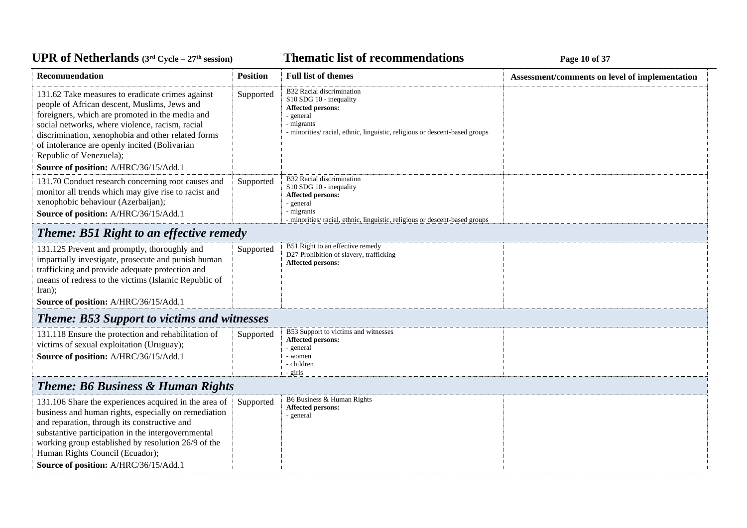| Recommendation | Position | Full list of themes | Assessment/comments on level of implementation |
|---|---|---|---|
| 131.62 Take measures to eradicate crimes against people of African descent, Muslims, Jews and foreigners, which are promoted in the media and social networks, where violence, racism, racial discrimination, xenophobia and other related forms of intolerance are openly incited (Bolivarian Republic of Venezuela);<br>**Source of position:** A/HRC/36/15/Add.1 | Supported | B32 Racial discrimination<br>S10 SDG 10 - inequality<br>**Affected persons:**<br>- general<br>- migrants<br>- minorities/ racial, ethnic, linguistic, religious or descent-based groups | |
| 131.70 Conduct research concerning root causes and monitor all trends which may give rise to racist and xenophobic behaviour (Azerbaijan);<br>**Source of position:** A/HRC/36/15/Add.1 | Supported | B32 Racial discrimination<br>S10 SDG 10 - inequality<br>**Affected persons:**<br>- general<br>- migrants<br>- minorities/ racial, ethnic, linguistic, religious or descent-based groups | |
| ***Theme: B51 Right to an effective remedy*** | | | |
| 131.125 Prevent and promptly, thoroughly and impartially investigate, prosecute and punish human trafficking and provide adequate protection and means of redress to the victims (Islamic Republic of Iran);<br>**Source of position:** A/HRC/36/15/Add.1 | Supported | B51 Right to an effective remedy<br>D27 Prohibition of slavery, trafficking<br>**Affected persons:** | |
| ***Theme: B53 Support to victims and witnesses*** | | | |
| 131.118 Ensure the protection and rehabilitation of victims of sexual exploitation (Uruguay);<br>**Source of position:** A/HRC/36/15/Add.1 | Supported | B53 Support to victims and witnesses<br>**Affected persons:**<br>- general<br>- women<br>- children<br>- girls | |
| ***Theme: B6 Business & Human Rights*** | | | |
| 131.106 Share the experiences acquired in the area of business and human rights, especially on remediation and reparation, through its constructive and substantive participation in the intergovernmental working group established by resolution 26/9 of the Human Rights Council (Ecuador);<br>**Source of position:** A/HRC/36/15/Add.1 | Supported | B6 Business & Human Rights<br>**Affected persons:**<br>- general | |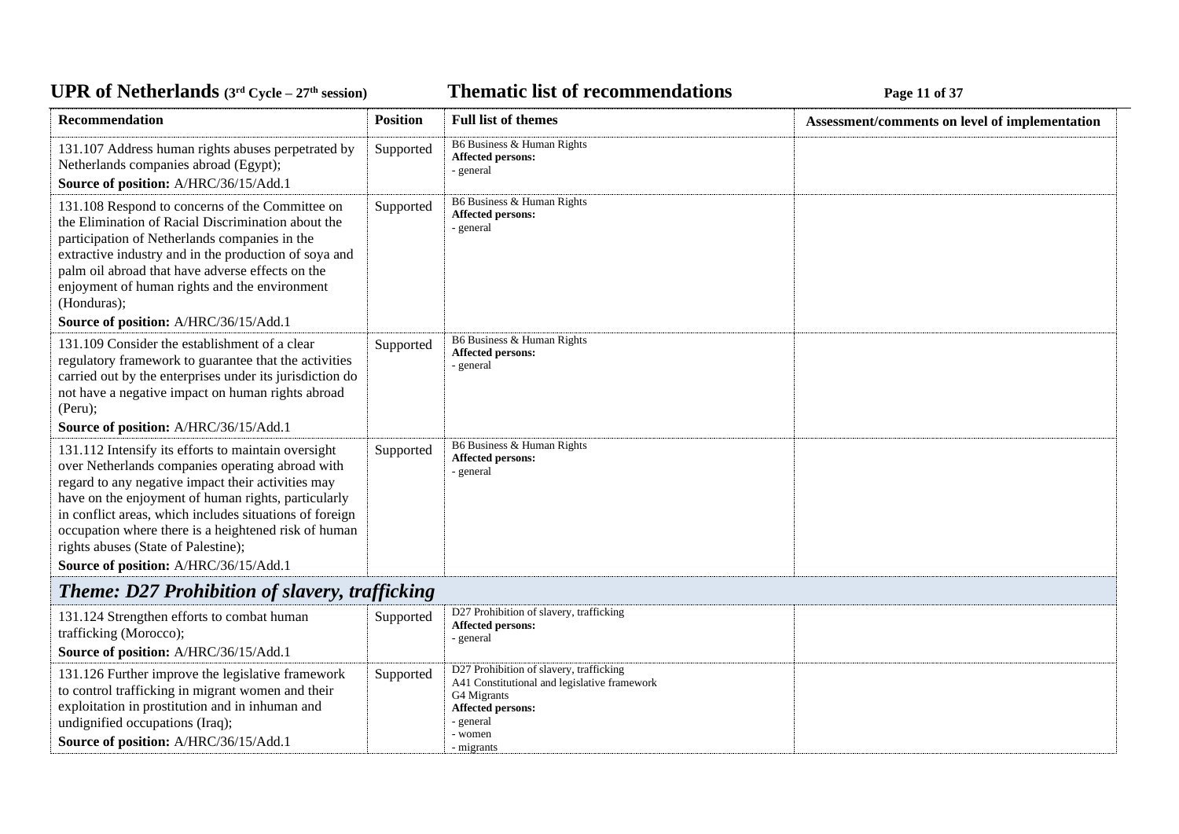| Recommendation | Position | Full list of themes | Assessment/comments on level of implementation |
|---|---|---|---|
| 131.107 Address human rights abuses perpetrated by Netherlands companies abroad (Egypt);<br>**Source of position:** A/HRC/36/15/Add.1 | Supported | B6 Business & Human Rights<br>**Affected persons:**<br>- general | |
| 131.108 Respond to concerns of the Committee on the Elimination of Racial Discrimination about the participation of Netherlands companies in the extractive industry and in the production of soya and palm oil abroad that have adverse effects on the enjoyment of human rights and the environment (Honduras);<br>**Source of position:** A/HRC/36/15/Add.1 | Supported | B6 Business & Human Rights<br>**Affected persons:**<br>- general | |
| 131.109 Consider the establishment of a clear regulatory framework to guarantee that the activities carried out by the enterprises under its jurisdiction do not have a negative impact on human rights abroad (Peru);<br>**Source of position:** A/HRC/36/15/Add.1 | Supported | B6 Business & Human Rights<br>**Affected persons:**<br>- general | |
| 131.112 Intensify its efforts to maintain oversight over Netherlands companies operating abroad with regard to any negative impact their activities may have on the enjoyment of human rights, particularly in conflict areas, which includes situations of foreign occupation where there is a heightened risk of human rights abuses (State of Palestine);<br>**Source of position:** A/HRC/36/15/Add.1 | Supported | B6 Business & Human Rights<br>**Affected persons:**<br>- general | |
| ***Theme: D27 Prohibition of slavery, trafficking*** | | | |
| 131.124 Strengthen efforts to combat human trafficking (Morocco);<br>**Source of position:** A/HRC/36/15/Add.1 | Supported | D27 Prohibition of slavery, trafficking<br>**Affected persons:**<br>- general | |
| 131.126 Further improve the legislative framework to control trafficking in migrant women and their exploitation in prostitution and in inhuman and undignified occupations (Iraq);<br>**Source of position:** A/HRC/36/15/Add.1 | Supported | D27 Prohibition of slavery, trafficking<br>A41 Constitutional and legislative framework<br>G4 Migrants<br>**Affected persons:**<br>- general<br>- women<br>- migrants | |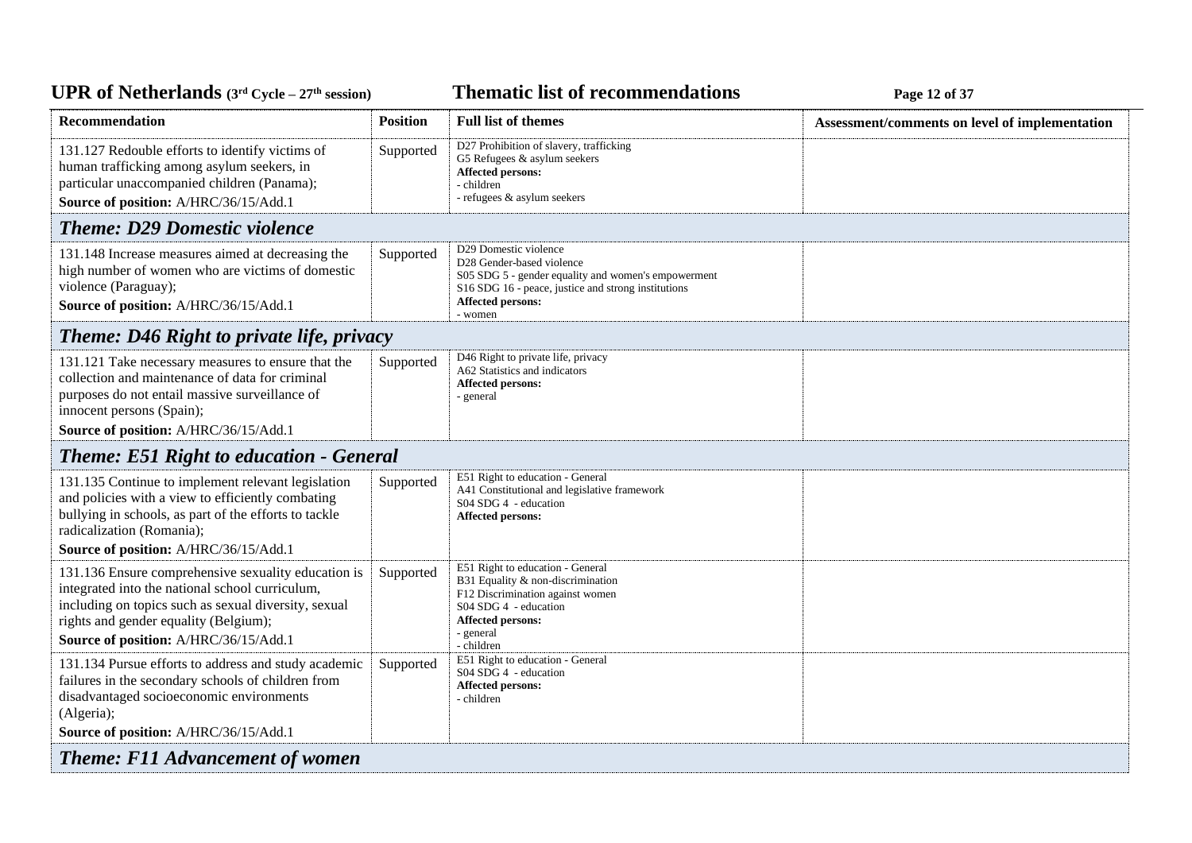| Recommendation | Position | Full list of themes | Assessment/comments on level of implementation |
|---|---|---|---|
| 131.127 Redouble efforts to identify victims of human trafficking among asylum seekers, in particular unaccompanied children (Panama);<br>**Source of position:** A/HRC/36/15/Add.1 | Supported | D27 Prohibition of slavery, trafficking<br>G5 Refugees & asylum seekers<br>**Affected persons:**<br>- children<br>- refugees & asylum seekers | |
| ***Theme: D29 Domestic violence*** | | | |
| 131.148 Increase measures aimed at decreasing the high number of women who are victims of domestic violence (Paraguay);<br>**Source of position:** A/HRC/36/15/Add.1 | Supported | D29 Domestic violence<br>D28 Gender-based violence<br>S05 SDG 5 - gender equality and women's empowerment<br>S16 SDG 16 - peace, justice and strong institutions<br>**Affected persons:**<br>- women | |
| ***Theme: D46 Right to private life, privacy*** | | | |
| 131.121 Take necessary measures to ensure that the collection and maintenance of data for criminal purposes do not entail massive surveillance of innocent persons (Spain);<br>**Source of position:** A/HRC/36/15/Add.1 | Supported | D46 Right to private life, privacy<br>A62 Statistics and indicators<br>**Affected persons:**<br>- general | |
| ***Theme: E51 Right to education - General*** | | | |
| 131.135 Continue to implement relevant legislation and policies with a view to efficiently combating bullying in schools, as part of the efforts to tackle radicalization (Romania);<br>**Source of position:** A/HRC/36/15/Add.1 | Supported | E51 Right to education - General<br>A41 Constitutional and legislative framework<br>S04 SDG 4 - education<br>**Affected persons:** | |
| 131.136 Ensure comprehensive sexuality education is integrated into the national school curriculum, including on topics such as sexual diversity, sexual rights and gender equality (Belgium);<br>**Source of position:** A/HRC/36/15/Add.1 | Supported | E51 Right to education - General<br>B31 Equality & non-discrimination<br>F12 Discrimination against women<br>S04 SDG 4 - education<br>**Affected persons:**<br>- general<br>- children | |
| 131.134 Pursue efforts to address and study academic failures in the secondary schools of children from disadvantaged socioeconomic environments (Algeria);<br>**Source of position:** A/HRC/36/15/Add.1 | Supported | E51 Right to education - General<br>S04 SDG 4 - education<br>**Affected persons:**<br>- children | |
| ***Theme: F11 Advancement of women*** | | | |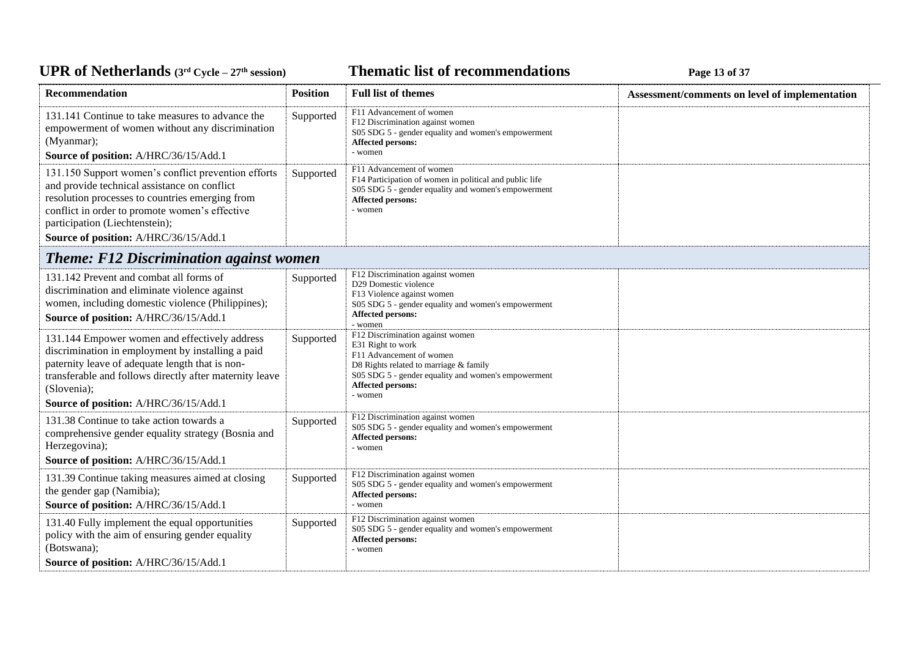| Recommendation | Position | Full list of themes | Assessment/comments on level of implementation |
|---|---|---|---|
| 131.141 Continue to take measures to advance the empowerment of women without any discrimination (Myanmar);<br>**Source of position:** A/HRC/36/15/Add.1 | Supported | F11 Advancement of women<br>F12 Discrimination against women<br>S05 SDG 5 - gender equality and women's empowerment<br>**Affected persons:**<br>- women | |
| 131.150 Support women's conflict prevention efforts and provide technical assistance on conflict resolution processes to countries emerging from conflict in order to promote women's effective participation (Liechtenstein);<br>**Source of position:** A/HRC/36/15/Add.1 | Supported | F11 Advancement of women<br>F14 Participation of women in political and public life<br>S05 SDG 5 - gender equality and women's empowerment<br>**Affected persons:**<br>- women | |

## *Theme: F12 Discrimination against women*

| Recommendation | Position | Full list of themes | Assessment/comments on level of implementation |
|---|---|---|---|
| 131.142 Prevent and combat all forms of discrimination and eliminate violence against women, including domestic violence (Philippines);<br>**Source of position:** A/HRC/36/15/Add.1 | Supported | F12 Discrimination against women<br>D29 Domestic violence<br>F13 Violence against women<br>S05 SDG 5 - gender equality and women's empowerment<br>**Affected persons:**<br>- women | |
| 131.144 Empower women and effectively address discrimination in employment by installing a paid paternity leave of adequate length that is non-transferable and follows directly after maternity leave (Slovenia);<br>**Source of position:** A/HRC/36/15/Add.1 | Supported | F12 Discrimination against women<br>E31 Right to work<br>F11 Advancement of women<br>D8 Rights related to marriage & family<br>S05 SDG 5 - gender equality and women's empowerment<br>**Affected persons:**<br>- women | |
| 131.38 Continue to take action towards a comprehensive gender equality strategy (Bosnia and Herzegovina);<br>**Source of position:** A/HRC/36/15/Add.1 | Supported | F12 Discrimination against women<br>S05 SDG 5 - gender equality and women's empowerment<br>**Affected persons:**<br>- women | |
| 131.39 Continue taking measures aimed at closing the gender gap (Namibia);<br>**Source of position:** A/HRC/36/15/Add.1 | Supported | F12 Discrimination against women<br>S05 SDG 5 - gender equality and women's empowerment<br>**Affected persons:**<br>- women | |
| 131.40 Fully implement the equal opportunities policy with the aim of ensuring gender equality (Botswana);<br>**Source of position:** A/HRC/36/15/Add.1 | Supported | F12 Discrimination against women<br>S05 SDG 5 - gender equality and women's empowerment<br>**Affected persons:**<br>- women | |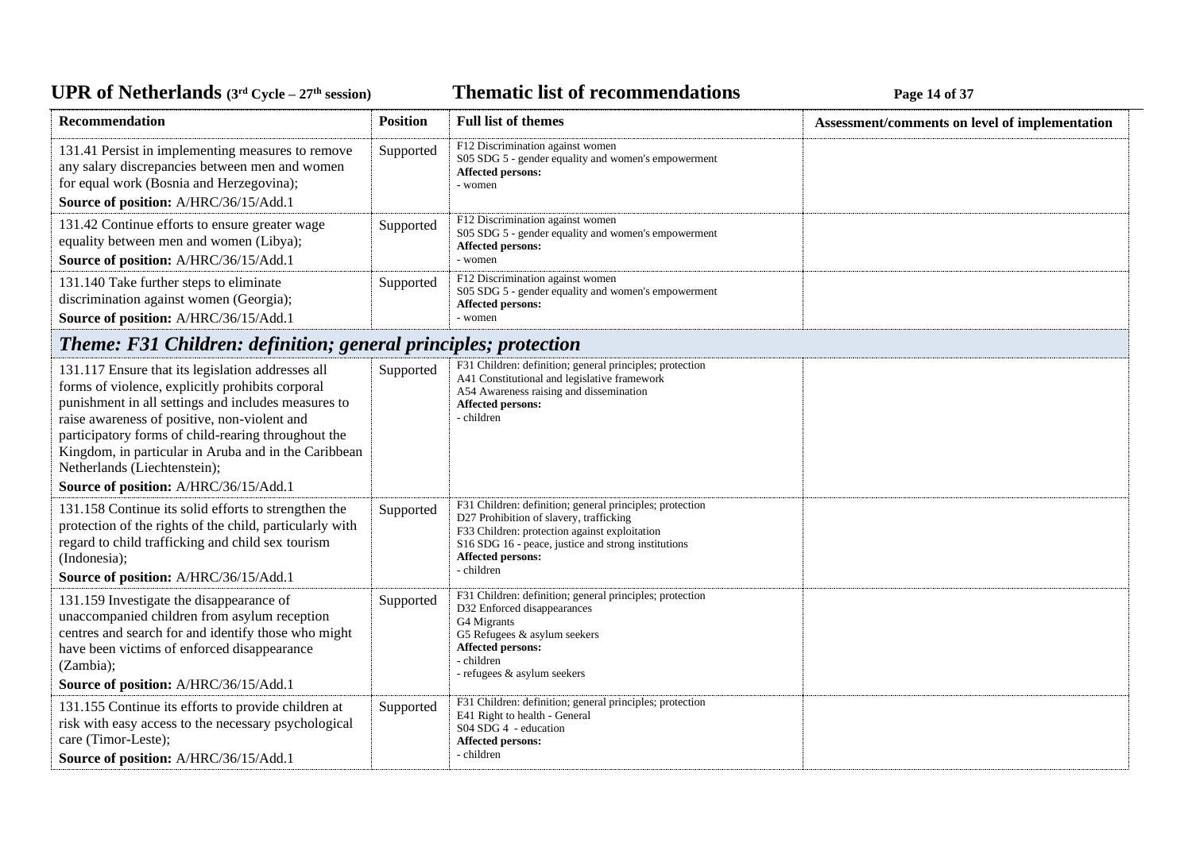| Recommendation | Position | Full list of themes | Assessment/comments on level of implementation |
|---|---|---|---|
| 131.41 Persist in implementing measures to remove any salary discrepancies between men and women for equal work (Bosnia and Herzegovina);<br>**Source of position:** A/HRC/36/15/Add.1 | Supported | F12 Discrimination against women<br>S05 SDG 5 - gender equality and women's empowerment<br>**Affected persons:**<br>- women | |
| 131.42 Continue efforts to ensure greater wage equality between men and women (Libya);<br>**Source of position:** A/HRC/36/15/Add.1 | Supported | F12 Discrimination against women<br>S05 SDG 5 - gender equality and women's empowerment<br>**Affected persons:**<br>- women | |
| 131.140 Take further steps to eliminate discrimination against women (Georgia);<br>**Source of position:** A/HRC/36/15/Add.1 | Supported | F12 Discrimination against women<br>S05 SDG 5 - gender equality and women's empowerment<br>**Affected persons:**<br>- women | |
| ***Theme: F31 Children: definition; general principles; protection*** | | | |
| 131.117 Ensure that its legislation addresses all forms of violence, explicitly prohibits corporal punishment in all settings and includes measures to raise awareness of positive, non-violent and participatory forms of child-rearing throughout the Kingdom, in particular in Aruba and in the Caribbean Netherlands (Liechtenstein);<br>**Source of position:** A/HRC/36/15/Add.1 | Supported | F31 Children: definition; general principles; protection<br>A41 Constitutional and legislative framework<br>A54 Awareness raising and dissemination<br>**Affected persons:**<br>- children | |
| 131.158 Continue its solid efforts to strengthen the protection of the rights of the child, particularly with regard to child trafficking and child sex tourism (Indonesia);<br>**Source of position:** A/HRC/36/15/Add.1 | Supported | F31 Children: definition; general principles; protection<br>D27 Prohibition of slavery, trafficking<br>F33 Children: protection against exploitation<br>S16 SDG 16 - peace, justice and strong institutions<br>**Affected persons:**<br>- children | |
| 131.159 Investigate the disappearance of unaccompanied children from asylum reception centres and search for and identify those who might have been victims of enforced disappearance (Zambia);<br>**Source of position:** A/HRC/36/15/Add.1 | Supported | F31 Children: definition; general principles; protection<br>D32 Enforced disappearances<br>G4 Migrants<br>G5 Refugees & asylum seekers<br>**Affected persons:**<br>- children<br>- refugees & asylum seekers | |
| 131.155 Continue its efforts to provide children at risk with easy access to the necessary psychological care (Timor-Leste);<br>**Source of position:** A/HRC/36/15/Add.1 | Supported | F31 Children: definition; general principles; protection<br>E41 Right to health - General<br>S04 SDG 4 - education<br>**Affected persons:**<br>- children | |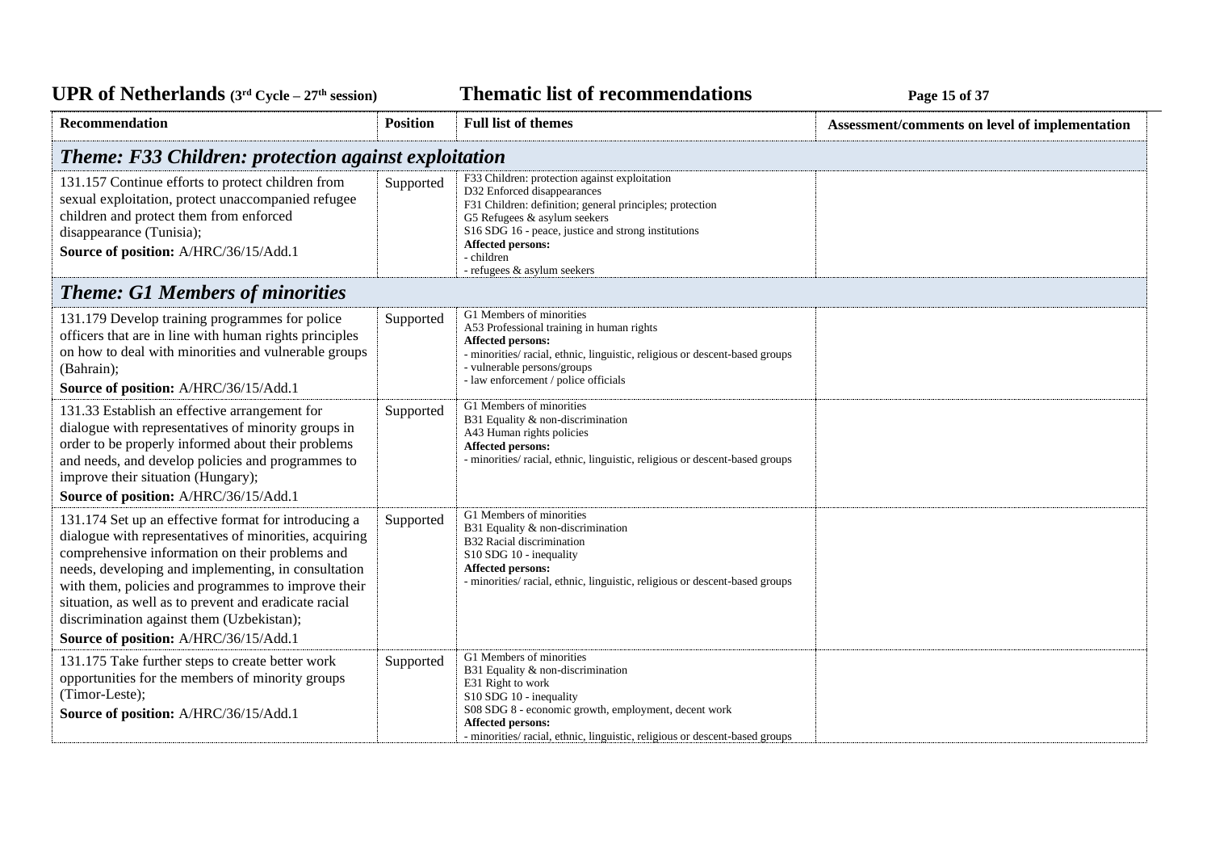| Recommendation | Position | Full list of themes | Assessment/comments on level of implementation |
|---|---|---|---|
| ***Theme: F33 Children: protection against exploitation*** | | | |
| 131.157 Continue efforts to protect children from sexual exploitation, protect unaccompanied refugee children and protect them from enforced disappearance (Tunisia);<br>**Source of position:** A/HRC/36/15/Add.1 | Supported | F33 Children: protection against exploitation<br>D32 Enforced disappearances<br>F31 Children: definition; general principles; protection<br>G5 Refugees & asylum seekers<br>S16 SDG 16 - peace, justice and strong institutions<br>**Affected persons:**<br>- children<br>- refugees & asylum seekers | |
| ***Theme: G1 Members of minorities*** | | | |
| 131.179 Develop training programmes for police officers that are in line with human rights principles on how to deal with minorities and vulnerable groups (Bahrain);<br>**Source of position:** A/HRC/36/15/Add.1 | Supported | G1 Members of minorities<br>A53 Professional training in human rights<br>**Affected persons:**<br>- minorities/ racial, ethnic, linguistic, religious or descent-based groups<br>- vulnerable persons/groups<br>- law enforcement / police officials | |
| 131.33 Establish an effective arrangement for dialogue with representatives of minority groups in order to be properly informed about their problems and needs, and develop policies and programmes to improve their situation (Hungary);<br>**Source of position:** A/HRC/36/15/Add.1 | Supported | G1 Members of minorities<br>B31 Equality & non-discrimination<br>A43 Human rights policies<br>**Affected persons:**<br>- minorities/ racial, ethnic, linguistic, religious or descent-based groups | |
| 131.174 Set up an effective format for introducing a dialogue with representatives of minorities, acquiring comprehensive information on their problems and needs, developing and implementing, in consultation with them, policies and programmes to improve their situation, as well as to prevent and eradicate racial discrimination against them (Uzbekistan);<br>**Source of position:** A/HRC/36/15/Add.1 | Supported | G1 Members of minorities<br>B31 Equality & non-discrimination<br>B32 Racial discrimination<br>S10 SDG 10 - inequality<br>**Affected persons:**<br>- minorities/ racial, ethnic, linguistic, religious or descent-based groups | |
| 131.175 Take further steps to create better work opportunities for the members of minority groups (Timor-Leste);<br>**Source of position:** A/HRC/36/15/Add.1 | Supported | G1 Members of minorities<br>B31 Equality & non-discrimination<br>E31 Right to work<br>S10 SDG 10 - inequality<br>S08 SDG 8 - economic growth, employment, decent work<br>**Affected persons:**<br>- minorities/ racial, ethnic, linguistic, religious or descent-based groups | |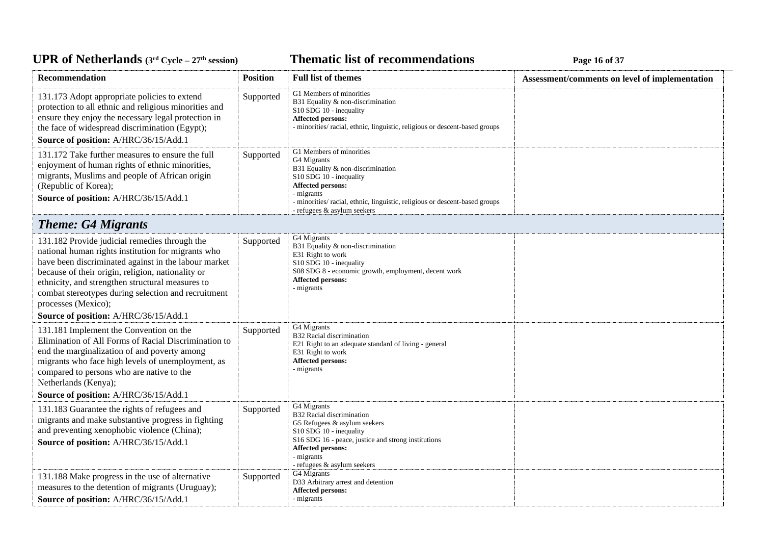| Recommendation | Position | Full list of themes | Assessment/comments on level of implementation |
| --- | --- | --- | --- |
| 131.173 Adopt appropriate policies to extend protection to all ethnic and religious minorities and ensure they enjoy the necessary legal protection in the face of widespread discrimination (Egypt);<br>**Source of position:** A/HRC/36/15/Add.1 | Supported | G1 Members of minorities<br>B31 Equality & non-discrimination<br>S10 SDG 10 - inequality<br>**Affected persons:**<br>- minorities/ racial, ethnic, linguistic, religious or descent-based groups | |
| 131.172 Take further measures to ensure the full enjoyment of human rights of ethnic minorities, migrants, Muslims and people of African origin (Republic of Korea);<br>**Source of position:** A/HRC/36/15/Add.1 | Supported | G1 Members of minorities<br>G4 Migrants<br>B31 Equality & non-discrimination<br>S10 SDG 10 - inequality<br>**Affected persons:**<br>- migrants<br>- minorities/ racial, ethnic, linguistic, religious or descent-based groups<br>- refugees & asylum seekers | |
| ***Theme: G4 Migrants*** | | | |
| 131.182 Provide judicial remedies through the national human rights institution for migrants who have been discriminated against in the labour market because of their origin, religion, nationality or ethnicity, and strengthen structural measures to combat stereotypes during selection and recruitment processes (Mexico);<br>**Source of position:** A/HRC/36/15/Add.1 | Supported | G4 Migrants<br>B31 Equality & non-discrimination<br>E31 Right to work<br>S10 SDG 10 - inequality<br>S08 SDG 8 - economic growth, employment, decent work<br>**Affected persons:**<br>- migrants | |
| 131.181 Implement the Convention on the Elimination of All Forms of Racial Discrimination to end the marginalization of and poverty among migrants who face high levels of unemployment, as compared to persons who are native to the Netherlands (Kenya);<br>**Source of position:** A/HRC/36/15/Add.1 | Supported | G4 Migrants<br>B32 Racial discrimination<br>E21 Right to an adequate standard of living - general<br>E31 Right to work<br>**Affected persons:**<br>- migrants | |
| 131.183 Guarantee the rights of refugees and migrants and make substantive progress in fighting and preventing xenophobic violence (China);<br>**Source of position:** A/HRC/36/15/Add.1 | Supported | G4 Migrants<br>B32 Racial discrimination<br>G5 Refugees & asylum seekers<br>S10 SDG 10 - inequality<br>S16 SDG 16 - peace, justice and strong institutions<br>**Affected persons:**<br>- migrants<br>- refugees & asylum seekers | |
| 131.188 Make progress in the use of alternative measures to the detention of migrants (Uruguay);<br>**Source of position:** A/HRC/36/15/Add.1 | Supported | G4 Migrants<br>D33 Arbitrary arrest and detention<br>**Affected persons:**<br>- migrants | |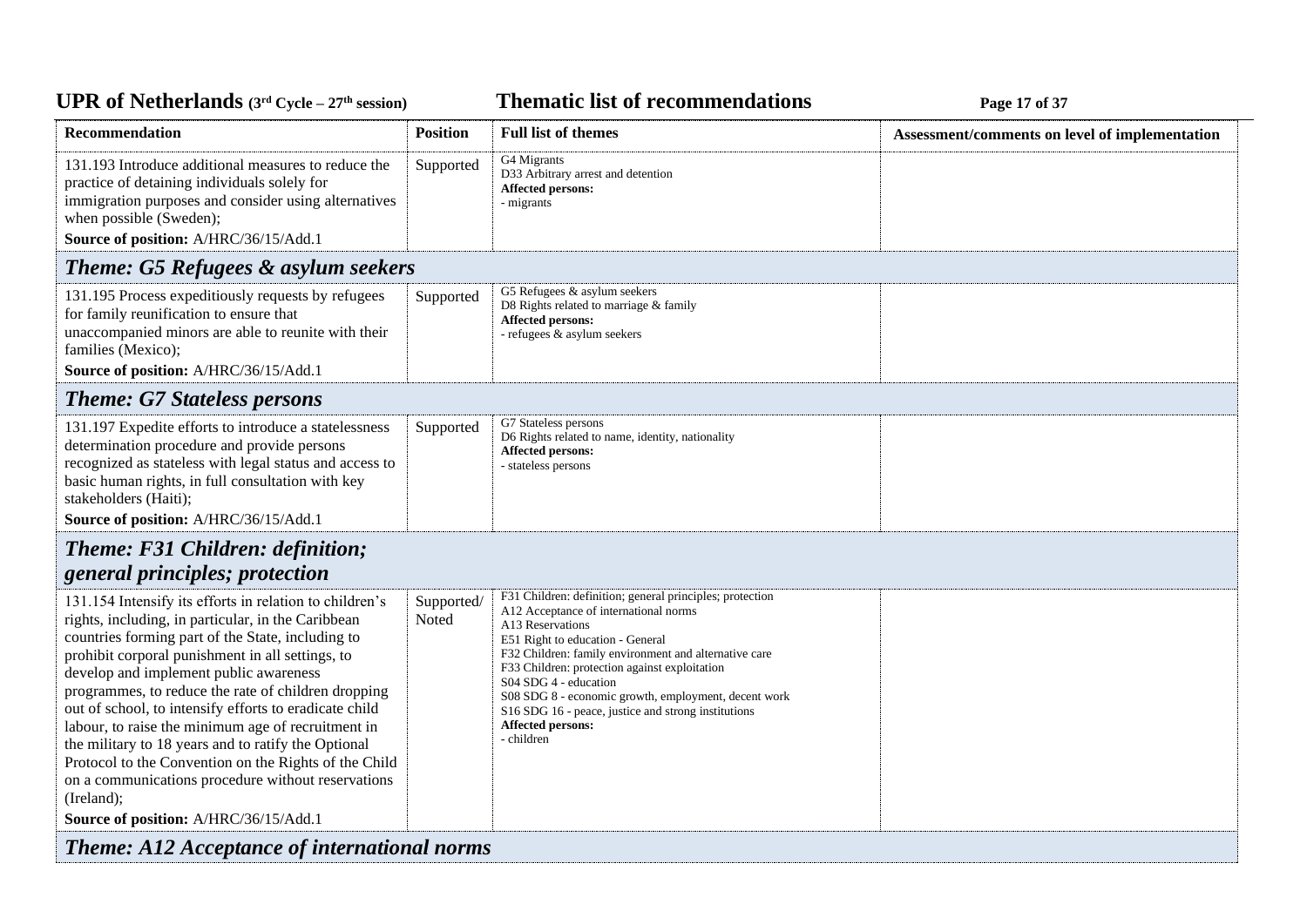| Recommendation | Position | Full list of themes | Assessment/comments on level of implementation |
|---|---|---|---|
| 131.193 Introduce additional measures to reduce the practice of detaining individuals solely for immigration purposes and consider using alternatives when possible (Sweden);<br>**Source of position:** A/HRC/36/15/Add.1 | Supported | G4 Migrants<br>D33 Arbitrary arrest and detention<br>**Affected persons:**<br>- migrants | |
| ***Theme: G5 Refugees & asylum seekers*** | | | |
| 131.195 Process expeditiously requests by refugees for family reunification to ensure that unaccompanied minors are able to reunite with their families (Mexico);<br>**Source of position:** A/HRC/36/15/Add.1 | Supported | G5 Refugees & asylum seekers<br>D8 Rights related to marriage & family<br>**Affected persons:**<br>- refugees & asylum seekers | |
| ***Theme: G7 Stateless persons*** | | | |
| 131.197 Expedite efforts to introduce a statelessness determination procedure and provide persons recognized as stateless with legal status and access to basic human rights, in full consultation with key stakeholders (Haiti);<br>**Source of position:** A/HRC/36/15/Add.1 | Supported | G7 Stateless persons<br>D6 Rights related to name, identity, nationality<br>**Affected persons:**<br>- stateless persons | |
| ***Theme: F31 Children: definition; general principles; protection*** | | | |
| 131.154 Intensify its efforts in relation to children's rights, including, in particular, in the Caribbean countries forming part of the State, including to prohibit corporal punishment in all settings, to develop and implement public awareness programmes, to reduce the rate of children dropping out of school, to intensify efforts to eradicate child labour, to raise the minimum age of recruitment in the military to 18 years and to ratify the Optional Protocol to the Convention on the Rights of the Child on a communications procedure without reservations (Ireland);<br>**Source of position:** A/HRC/36/15/Add.1 | Supported/ Noted | F31 Children: definition; general principles; protection<br>A12 Acceptance of international norms<br>A13 Reservations<br>E51 Right to education - General<br>F32 Children: family environment and alternative care<br>F33 Children: protection against exploitation<br>S04 SDG 4 - education<br>S08 SDG 8 - economic growth, employment, decent work<br>S16 SDG 16 - peace, justice and strong institutions<br>**Affected persons:**<br>- children | |
| ***Theme: A12 Acceptance of international norms*** | | | |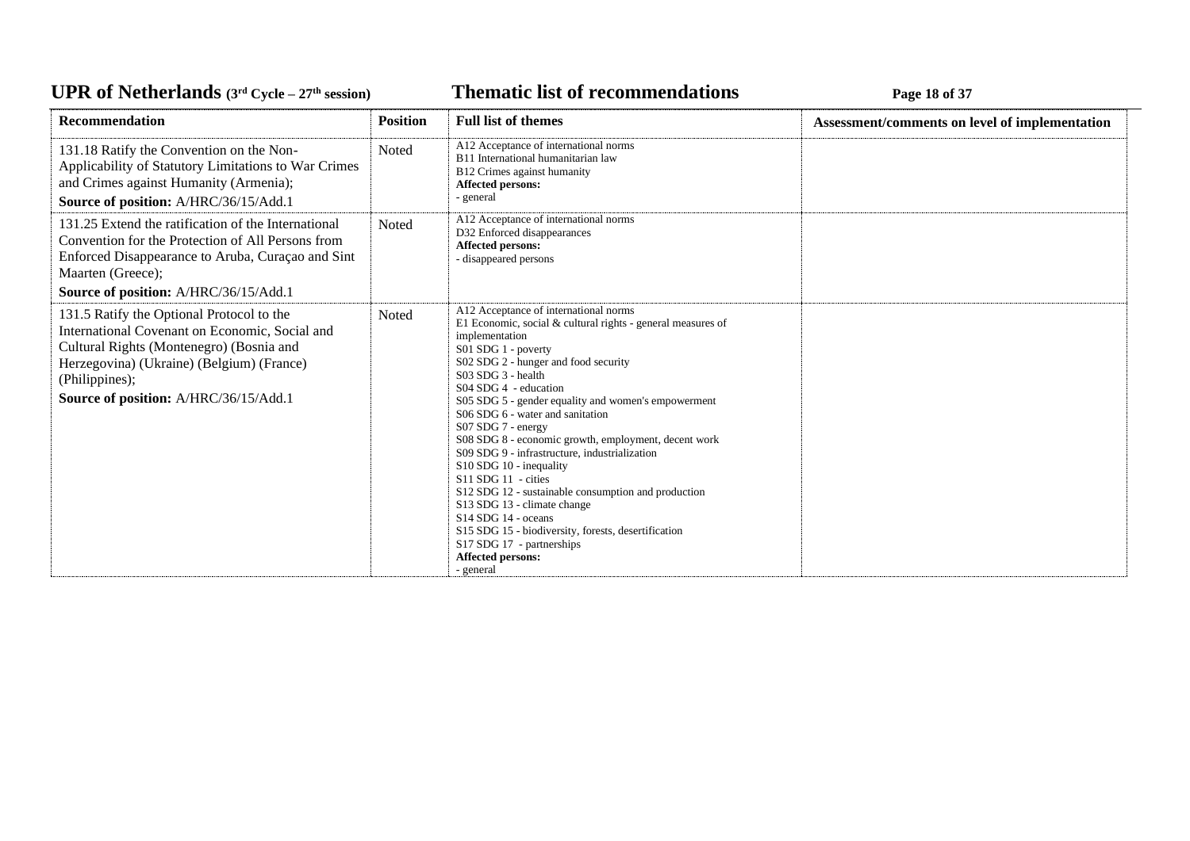| Recommendation | Position | Full list of themes | Assessment/comments on level of implementation |
|---|---|---|---|
| 131.18 Ratify the Convention on the Non-Applicability of Statutory Limitations to War Crimes and Crimes against Humanity (Armenia);<br>**Source of position:** A/HRC/36/15/Add.1 | Noted | A12 Acceptance of international norms<br>B11 International humanitarian law<br>B12 Crimes against humanity<br>**Affected persons:**<br>- general | |
| 131.25 Extend the ratification of the International Convention for the Protection of All Persons from Enforced Disappearance to Aruba, Curaçao and Sint Maarten (Greece);<br>**Source of position:** A/HRC/36/15/Add.1 | Noted | A12 Acceptance of international norms<br>D32 Enforced disappearances<br>**Affected persons:**<br>- disappeared persons | |
| 131.5 Ratify the Optional Protocol to the International Covenant on Economic, Social and Cultural Rights (Montenegro) (Bosnia and Herzegovina) (Ukraine) (Belgium) (France) (Philippines);<br>**Source of position:** A/HRC/36/15/Add.1 | Noted | A12 Acceptance of international norms<br>E1 Economic, social & cultural rights - general measures of implementation<br>S01 SDG 1 - poverty<br>S02 SDG 2 - hunger and food security<br>S03 SDG 3 - health<br>S04 SDG 4 - education<br>S05 SDG 5 - gender equality and women's empowerment<br>S06 SDG 6 - water and sanitation<br>S07 SDG 7 - energy<br>S08 SDG 8 - economic growth, employment, decent work<br>S09 SDG 9 - infrastructure, industrialization<br>S10 SDG 10 - inequality<br>S11 SDG 11 - cities<br>S12 SDG 12 - sustainable consumption and production<br>S13 SDG 13 - climate change<br>S14 SDG 14 - oceans<br>S15 SDG 15 - biodiversity, forests, desertification<br>S17 SDG 17 - partnerships<br>**Affected persons:**<br>- general | |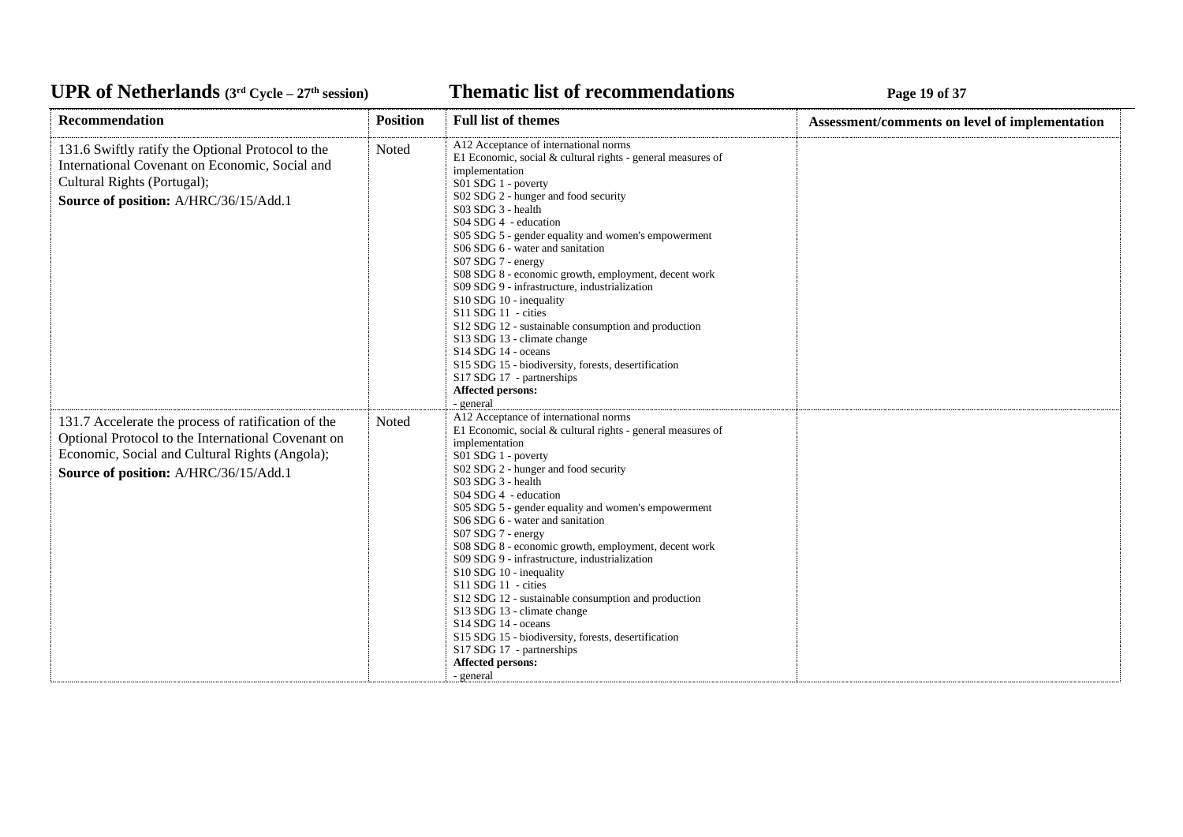| Recommendation | Position | Full list of themes | Assessment/comments on level of implementation |
|---|---|---|---|
| 131.6 Swiftly ratify the Optional Protocol to the International Covenant on Economic, Social and Cultural Rights (Portugal);<br>**Source of position:** A/HRC/36/15/Add.1 | Noted | A12 Acceptance of international norms<br>E1 Economic, social & cultural rights - general measures of implementation<br>S01 SDG 1 - poverty<br>S02 SDG 2 - hunger and food security<br>S03 SDG 3 - health<br>S04 SDG 4 - education<br>S05 SDG 5 - gender equality and women's empowerment<br>S06 SDG 6 - water and sanitation<br>S07 SDG 7 - energy<br>S08 SDG 8 - economic growth, employment, decent work<br>S09 SDG 9 - infrastructure, industrialization<br>S10 SDG 10 - inequality<br>S11 SDG 11 - cities<br>S12 SDG 12 - sustainable consumption and production<br>S13 SDG 13 - climate change<br>S14 SDG 14 - oceans<br>S15 SDG 15 - biodiversity, forests, desertification<br>S17 SDG 17 - partnerships<br>**Affected persons:**<br>- general | |
| 131.7 Accelerate the process of ratification of the Optional Protocol to the International Covenant on Economic, Social and Cultural Rights (Angola);<br>**Source of position:** A/HRC/36/15/Add.1 | Noted | A12 Acceptance of international norms<br>E1 Economic, social & cultural rights - general measures of implementation<br>S01 SDG 1 - poverty<br>S02 SDG 2 - hunger and food security<br>S03 SDG 3 - health<br>S04 SDG 4 - education<br>S05 SDG 5 - gender equality and women's empowerment<br>S06 SDG 6 - water and sanitation<br>S07 SDG 7 - energy<br>S08 SDG 8 - economic growth, employment, decent work<br>S09 SDG 9 - infrastructure, industrialization<br>S10 SDG 10 - inequality<br>S11 SDG 11 - cities<br>S12 SDG 12 - sustainable consumption and production<br>S13 SDG 13 - climate change<br>S14 SDG 14 - oceans<br>S15 SDG 15 - biodiversity, forests, desertification<br>S17 SDG 17 - partnerships<br>**Affected persons:**<br>- general | |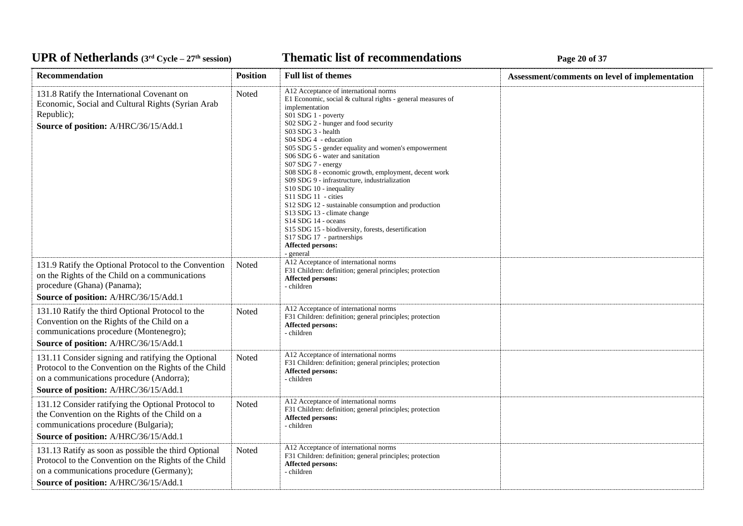| Recommendation | Position | Full list of themes | Assessment/comments on level of implementation |
|---|---|---|---|
| 131.8 Ratify the International Covenant on Economic, Social and Cultural Rights (Syrian Arab Republic);<br>**Source of position:** A/HRC/36/15/Add.1 | Noted | A12 Acceptance of international norms<br>E1 Economic, social & cultural rights - general measures of implementation<br>S01 SDG 1 - poverty<br>S02 SDG 2 - hunger and food security<br>S03 SDG 3 - health<br>S04 SDG 4 - education<br>S05 SDG 5 - gender equality and women's empowerment<br>S06 SDG 6 - water and sanitation<br>S07 SDG 7 - energy<br>S08 SDG 8 - economic growth, employment, decent work<br>S09 SDG 9 - infrastructure, industrialization<br>S10 SDG 10 - inequality<br>S11 SDG 11 - cities<br>S12 SDG 12 - sustainable consumption and production<br>S13 SDG 13 - climate change<br>S14 SDG 14 - oceans<br>S15 SDG 15 - biodiversity, forests, desertification<br>S17 SDG 17 - partnerships<br>**Affected persons:**<br>- general | |
| 131.9 Ratify the Optional Protocol to the Convention on the Rights of the Child on a communications procedure (Ghana) (Panama);<br>**Source of position:** A/HRC/36/15/Add.1 | Noted | A12 Acceptance of international norms<br>F31 Children: definition; general principles; protection<br>**Affected persons:**<br>- children | |
| 131.10 Ratify the third Optional Protocol to the Convention on the Rights of the Child on a communications procedure (Montenegro);<br>**Source of position:** A/HRC/36/15/Add.1 | Noted | A12 Acceptance of international norms<br>F31 Children: definition; general principles; protection<br>**Affected persons:**<br>- children | |
| 131.11 Consider signing and ratifying the Optional Protocol to the Convention on the Rights of the Child on a communications procedure (Andorra);<br>**Source of position:** A/HRC/36/15/Add.1 | Noted | A12 Acceptance of international norms<br>F31 Children: definition; general principles; protection<br>**Affected persons:**<br>- children | |
| 131.12 Consider ratifying the Optional Protocol to the Convention on the Rights of the Child on a communications procedure (Bulgaria);<br>**Source of position:** A/HRC/36/15/Add.1 | Noted | A12 Acceptance of international norms<br>F31 Children: definition; general principles; protection<br>**Affected persons:**<br>- children | |
| 131.13 Ratify as soon as possible the third Optional Protocol to the Convention on the Rights of the Child on a communications procedure (Germany);<br>**Source of position:** A/HRC/36/15/Add.1 | Noted | A12 Acceptance of international norms<br>F31 Children: definition; general principles; protection<br>**Affected persons:**<br>- children | |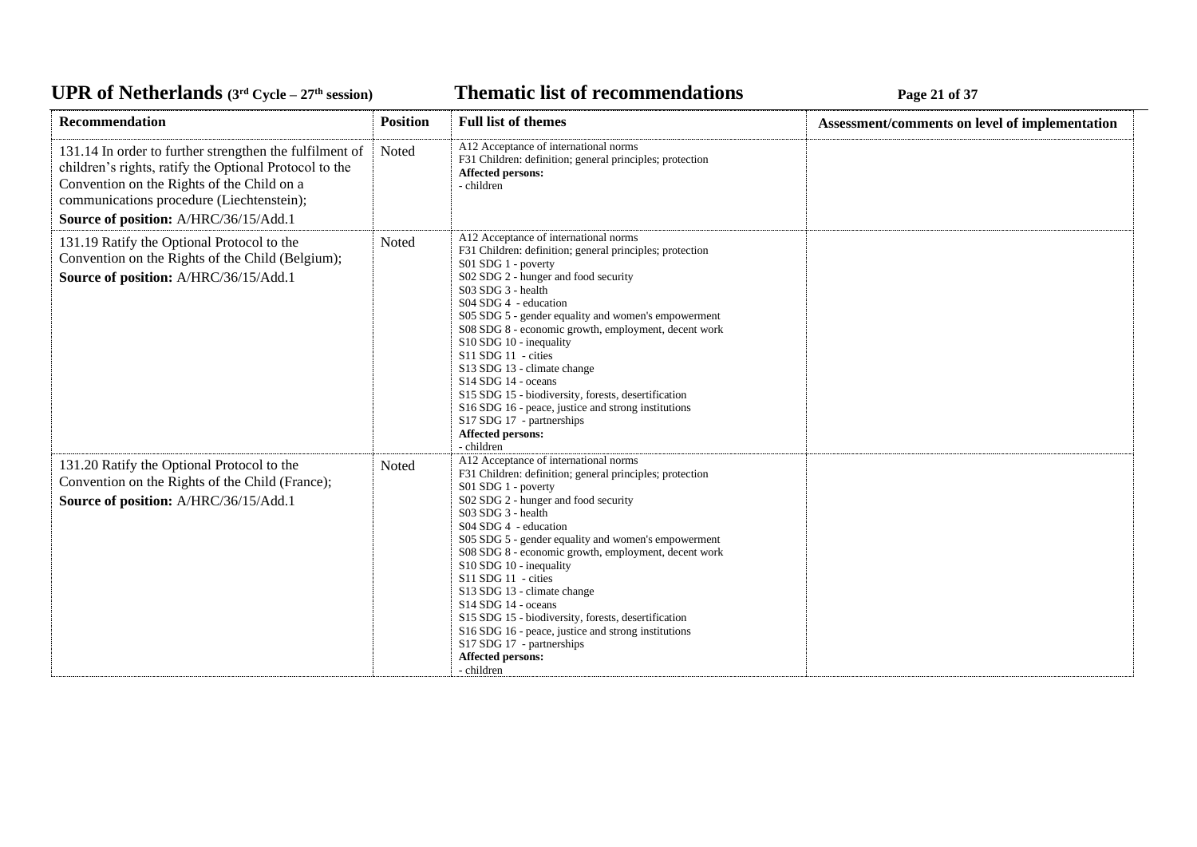| Recommendation | Position | Full list of themes | Assessment/comments on level of implementation |
|---|---|---|---|
| 131.14 In order to further strengthen the fulfilment of children's rights, ratify the Optional Protocol to the Convention on the Rights of the Child on a communications procedure (Liechtenstein);<br>**Source of position:** A/HRC/36/15/Add.1 | Noted | A12 Acceptance of international norms<br>F31 Children: definition; general principles; protection<br>**Affected persons:**<br>- children | |
| 131.19 Ratify the Optional Protocol to the Convention on the Rights of the Child (Belgium);<br>**Source of position:** A/HRC/36/15/Add.1 | Noted | A12 Acceptance of international norms<br>F31 Children: definition; general principles; protection<br>S01 SDG 1 - poverty<br>S02 SDG 2 - hunger and food security<br>S03 SDG 3 - health<br>S04 SDG 4 - education<br>S05 SDG 5 - gender equality and women's empowerment<br>S08 SDG 8 - economic growth, employment, decent work<br>S10 SDG 10 - inequality<br>S11 SDG 11 - cities<br>S13 SDG 13 - climate change<br>S14 SDG 14 - oceans<br>S15 SDG 15 - biodiversity, forests, desertification<br>S16 SDG 16 - peace, justice and strong institutions<br>S17 SDG 17 - partnerships<br>**Affected persons:**<br>- children | |
| 131.20 Ratify the Optional Protocol to the Convention on the Rights of the Child (France);<br>**Source of position:** A/HRC/36/15/Add.1 | Noted | A12 Acceptance of international norms<br>F31 Children: definition; general principles; protection<br>S01 SDG 1 - poverty<br>S02 SDG 2 - hunger and food security<br>S03 SDG 3 - health<br>S04 SDG 4 - education<br>S05 SDG 5 - gender equality and women's empowerment<br>S08 SDG 8 - economic growth, employment, decent work<br>S10 SDG 10 - inequality<br>S11 SDG 11 - cities<br>S13 SDG 13 - climate change<br>S14 SDG 14 - oceans<br>S15 SDG 15 - biodiversity, forests, desertification<br>S16 SDG 16 - peace, justice and strong institutions<br>S17 SDG 17 - partnerships<br>**Affected persons:**<br>- children | |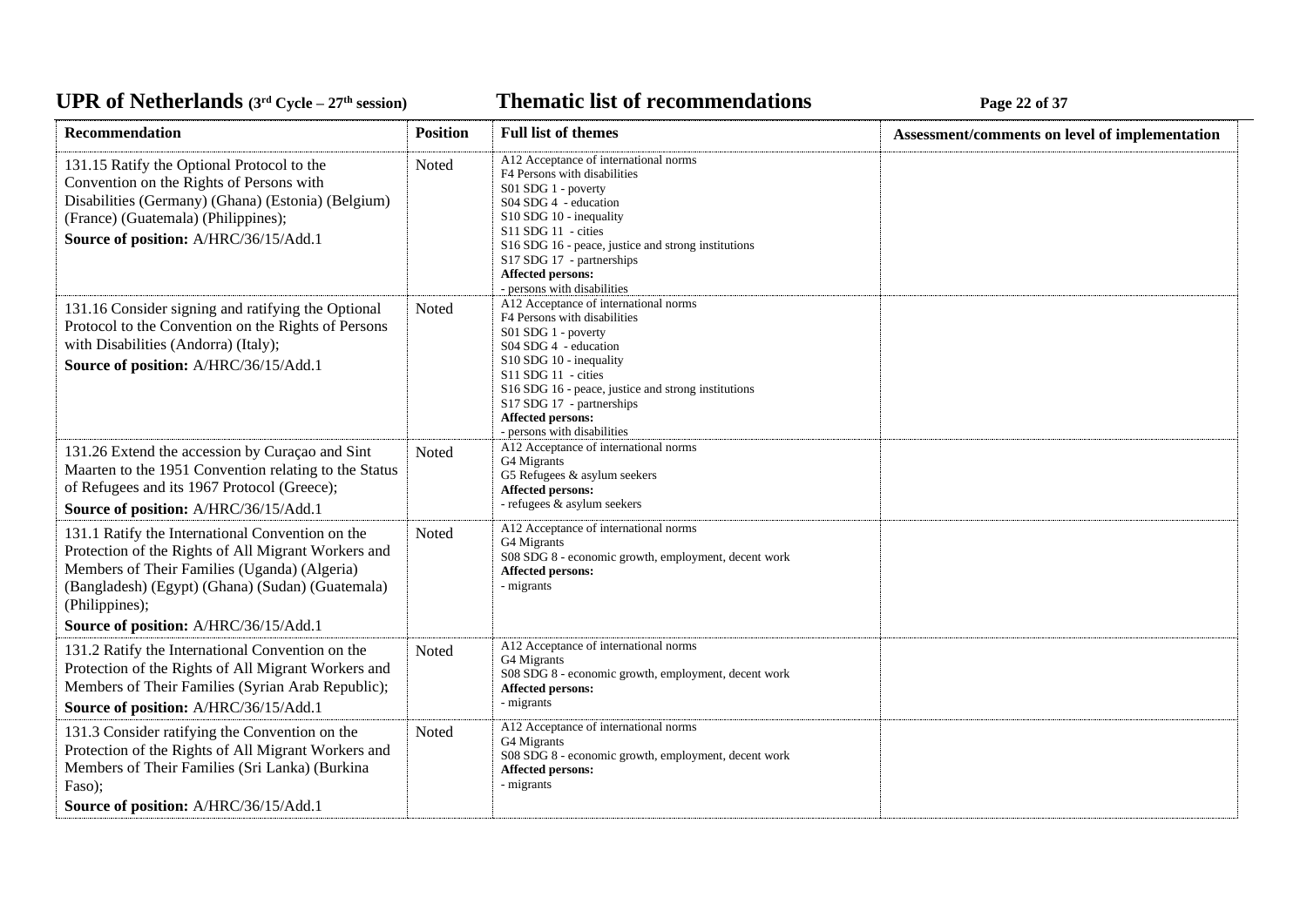| Recommendation | Position | Full list of themes | Assessment/comments on level of implementation |
|---|---|---|---|
| 131.15 Ratify the Optional Protocol to the Convention on the Rights of Persons with Disabilities (Germany) (Ghana) (Estonia) (Belgium) (France) (Guatemala) (Philippines);<br>**Source of position:** A/HRC/36/15/Add.1 | Noted | A12 Acceptance of international norms<br>F4 Persons with disabilities<br>S01 SDG 1 - poverty<br>S04 SDG 4 - education<br>S10 SDG 10 - inequality<br>S11 SDG 11 - cities<br>S16 SDG 16 - peace, justice and strong institutions<br>S17 SDG 17 - partnerships<br>**Affected persons:**<br>- persons with disabilities | |
| 131.16 Consider signing and ratifying the Optional Protocol to the Convention on the Rights of Persons with Disabilities (Andorra) (Italy);<br>**Source of position:** A/HRC/36/15/Add.1 | Noted | A12 Acceptance of international norms<br>F4 Persons with disabilities<br>S01 SDG 1 - poverty<br>S04 SDG 4 - education<br>S10 SDG 10 - inequality<br>S11 SDG 11 - cities<br>S16 SDG 16 - peace, justice and strong institutions<br>S17 SDG 17 - partnerships<br>**Affected persons:**<br>- persons with disabilities | |
| 131.26 Extend the accession by Curaçao and Sint Maarten to the 1951 Convention relating to the Status of Refugees and its 1967 Protocol (Greece);<br>**Source of position:** A/HRC/36/15/Add.1 | Noted | A12 Acceptance of international norms<br>G4 Migrants<br>G5 Refugees & asylum seekers<br>**Affected persons:**<br>- refugees & asylum seekers | |
| 131.1 Ratify the International Convention on the Protection of the Rights of All Migrant Workers and Members of Their Families (Uganda) (Algeria) (Bangladesh) (Egypt) (Ghana) (Sudan) (Guatemala) (Philippines);<br>**Source of position:** A/HRC/36/15/Add.1 | Noted | A12 Acceptance of international norms<br>G4 Migrants<br>S08 SDG 8 - economic growth, employment, decent work<br>**Affected persons:**<br>- migrants | |
| 131.2 Ratify the International Convention on the Protection of the Rights of All Migrant Workers and Members of Their Families (Syrian Arab Republic);<br>**Source of position:** A/HRC/36/15/Add.1 | Noted | A12 Acceptance of international norms<br>G4 Migrants<br>S08 SDG 8 - economic growth, employment, decent work<br>**Affected persons:**<br>- migrants | |
| 131.3 Consider ratifying the Convention on the Protection of the Rights of All Migrant Workers and Members of Their Families (Sri Lanka) (Burkina Faso);<br>**Source of position:** A/HRC/36/15/Add.1 | Noted | A12 Acceptance of international norms<br>G4 Migrants<br>S08 SDG 8 - economic growth, employment, decent work<br>**Affected persons:**<br>- migrants | |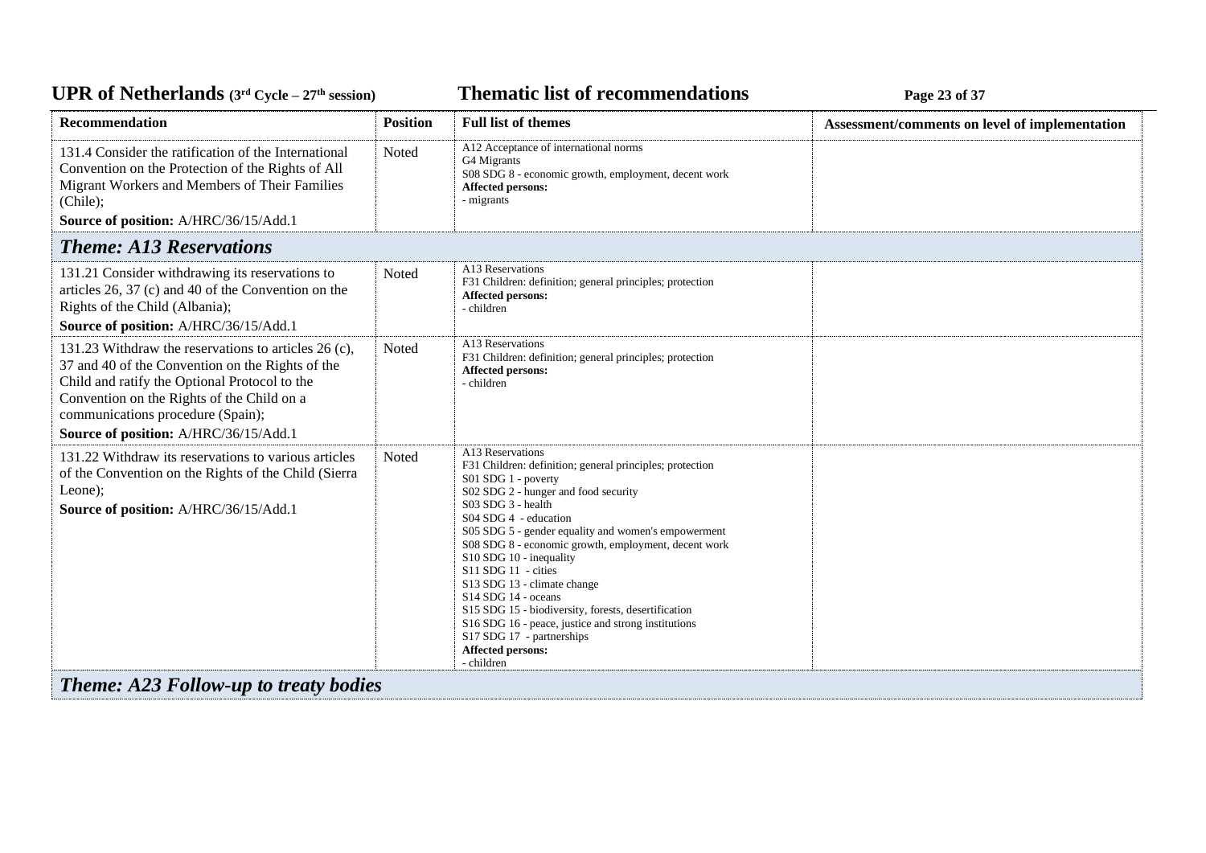| Recommendation | Position | Full list of themes | Assessment/comments on level of implementation |
|---|---|---|---|
| 131.4 Consider the ratification of the International Convention on the Protection of the Rights of All Migrant Workers and Members of Their Families (Chile);<br>**Source of position:** A/HRC/36/15/Add.1 | Noted | A12 Acceptance of international norms<br>G4 Migrants<br>S08 SDG 8 - economic growth, employment, decent work<br>**Affected persons:**<br>- migrants | |
| ***Theme: A13 Reservations*** | | | |
| 131.21 Consider withdrawing its reservations to articles 26, 37 (c) and 40 of the Convention on the Rights of the Child (Albania);<br>**Source of position:** A/HRC/36/15/Add.1 | Noted | A13 Reservations<br>F31 Children: definition; general principles; protection<br>**Affected persons:**<br>- children | |
| 131.23 Withdraw the reservations to articles 26 (c), 37 and 40 of the Convention on the Rights of the Child and ratify the Optional Protocol to the Convention on the Rights of the Child on a communications procedure (Spain);<br>**Source of position:** A/HRC/36/15/Add.1 | Noted | A13 Reservations<br>F31 Children: definition; general principles; protection<br>**Affected persons:**<br>- children | |
| 131.22 Withdraw its reservations to various articles of the Convention on the Rights of the Child (Sierra Leone);<br>**Source of position:** A/HRC/36/15/Add.1 | Noted | A13 Reservations<br>F31 Children: definition; general principles; protection<br>S01 SDG 1 - poverty<br>S02 SDG 2 - hunger and food security<br>S03 SDG 3 - health<br>S04 SDG 4 - education<br>S05 SDG 5 - gender equality and women's empowerment<br>S08 SDG 8 - economic growth, employment, decent work<br>S10 SDG 10 - inequality<br>S11 SDG 11 - cities<br>S13 SDG 13 - climate change<br>S14 SDG 14 - oceans<br>S15 SDG 15 - biodiversity, forests, desertification<br>S16 SDG 16 - peace, justice and strong institutions<br>S17 SDG 17 - partnerships<br>**Affected persons:**<br>- children | |
| ***Theme: A23 Follow-up to treaty bodies*** | | | |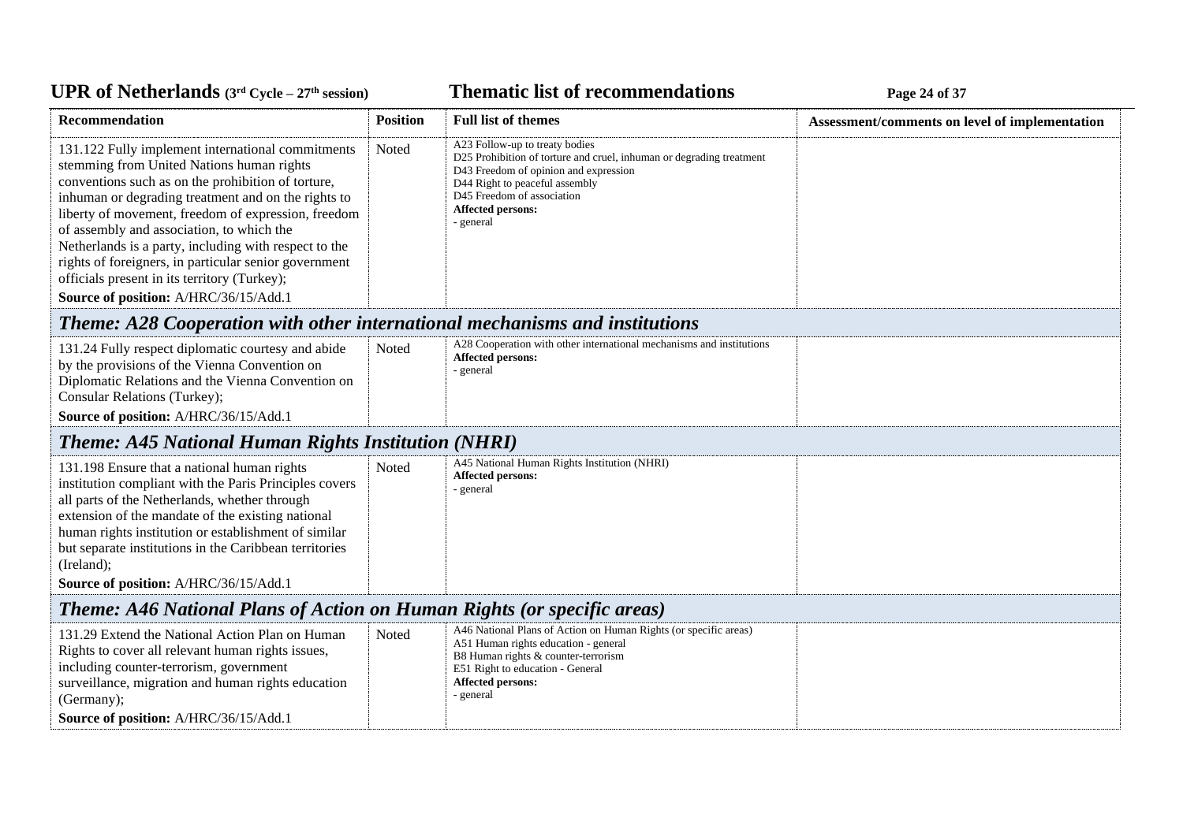| Recommendation | Position | Full list of themes | Assessment/comments on level of implementation |
|---|---|---|---|
| 131.122 Fully implement international commitments stemming from United Nations human rights conventions such as on the prohibition of torture, inhuman or degrading treatment and on the rights to liberty of movement, freedom of expression, freedom of assembly and association, to which the Netherlands is a party, including with respect to the rights of foreigners, in particular senior government officials present in its territory (Turkey);<br>**Source of position:** A/HRC/36/15/Add.1 | Noted | A23 Follow-up to treaty bodies<br>D25 Prohibition of torture and cruel, inhuman or degrading treatment<br>D43 Freedom of opinion and expression<br>D44 Right to peaceful assembly<br>D45 Freedom of association<br>**Affected persons:**<br>- general | |
| ***Theme: A28 Cooperation with other international mechanisms and institutions*** | | | |
| 131.24 Fully respect diplomatic courtesy and abide by the provisions of the Vienna Convention on Diplomatic Relations and the Vienna Convention on Consular Relations (Turkey);<br>**Source of position:** A/HRC/36/15/Add.1 | Noted | A28 Cooperation with other international mechanisms and institutions<br>**Affected persons:**<br>- general | |
| ***Theme: A45 National Human Rights Institution (NHRI)*** | | | |
| 131.198 Ensure that a national human rights institution compliant with the Paris Principles covers all parts of the Netherlands, whether through extension of the mandate of the existing national human rights institution or establishment of similar but separate institutions in the Caribbean territories (Ireland);<br>**Source of position:** A/HRC/36/15/Add.1 | Noted | A45 National Human Rights Institution (NHRI)<br>**Affected persons:**<br>- general | |
| ***Theme: A46 National Plans of Action on Human Rights (or specific areas)*** | | | |
| 131.29 Extend the National Action Plan on Human Rights to cover all relevant human rights issues, including counter-terrorism, government surveillance, migration and human rights education (Germany);<br>**Source of position:** A/HRC/36/15/Add.1 | Noted | A46 National Plans of Action on Human Rights (or specific areas)<br>A51 Human rights education - general<br>B8 Human rights & counter-terrorism<br>E51 Right to education - General<br>**Affected persons:**<br>- general | |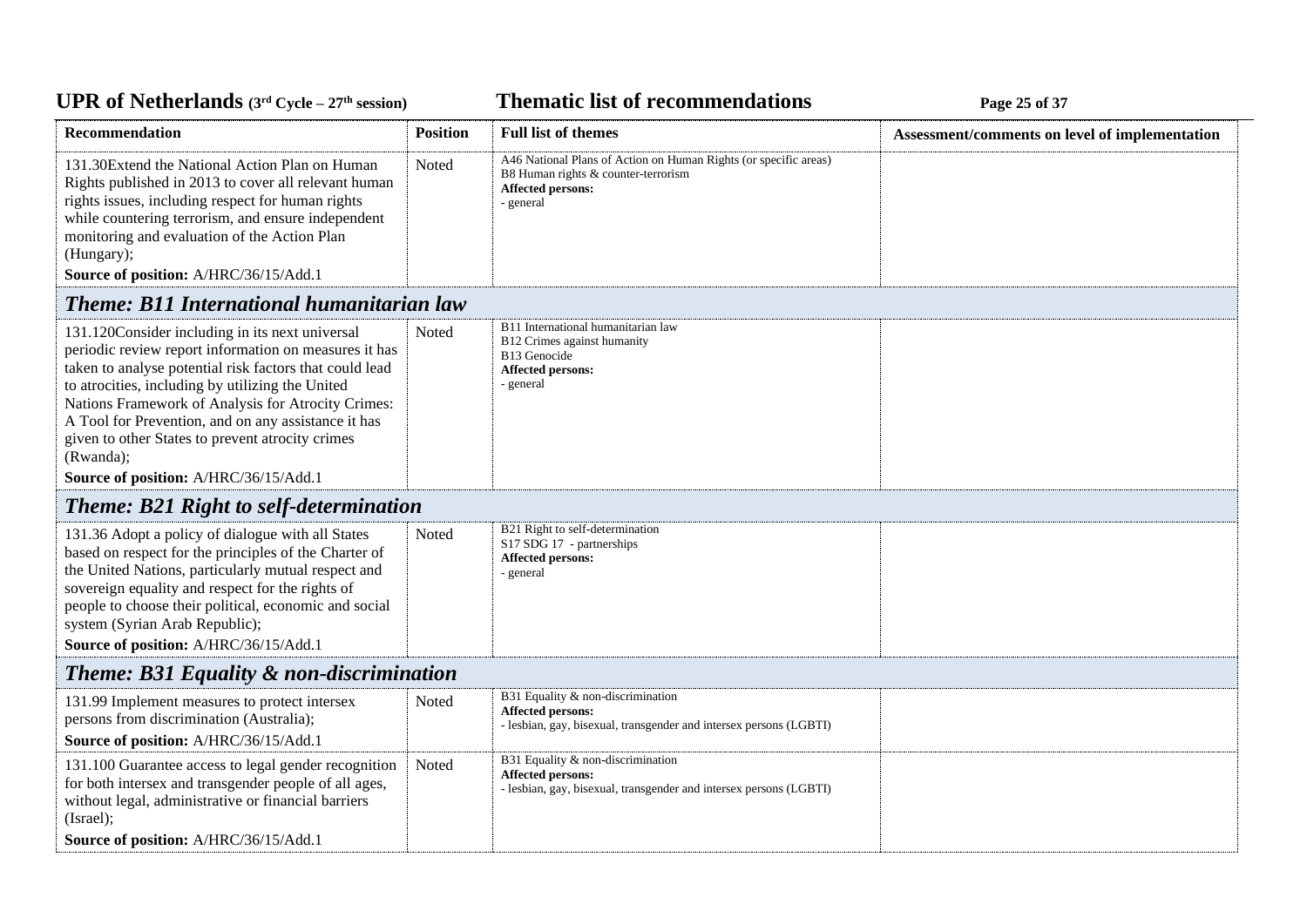| Recommendation | Position | Full list of themes | Assessment/comments on level of implementation |
|---|---|---|---|
| 131.30Extend the National Action Plan on Human Rights published in 2013 to cover all relevant human rights issues, including respect for human rights while countering terrorism, and ensure independent monitoring and evaluation of the Action Plan (Hungary);<br>**Source of position:** A/HRC/36/15/Add.1 | Noted | A46 National Plans of Action on Human Rights (or specific areas)<br>B8 Human rights & counter-terrorism<br>**Affected persons:**<br>- general | |

## *Theme: B11 International humanitarian law*

| Recommendation | Position | Full list of themes | Assessment/comments on level of implementation |
|---|---|---|---|
| 131.120Consider including in its next universal periodic review report information on measures it has taken to analyse potential risk factors that could lead to atrocities, including by utilizing the United Nations Framework of Analysis for Atrocity Crimes: A Tool for Prevention, and on any assistance it has given to other States to prevent atrocity crimes (Rwanda);<br>**Source of position:** A/HRC/36/15/Add.1 | Noted | B11 International humanitarian law<br>B12 Crimes against humanity<br>B13 Genocide<br>**Affected persons:**<br>- general | |

## *Theme: B21 Right to self-determination*

| Recommendation | Position | Full list of themes | Assessment/comments on level of implementation |
|---|---|---|---|
| 131.36 Adopt a policy of dialogue with all States based on respect for the principles of the Charter of the United Nations, particularly mutual respect and sovereign equality and respect for the rights of people to choose their political, economic and social system (Syrian Arab Republic);<br>**Source of position:** A/HRC/36/15/Add.1 | Noted | B21 Right to self-determination<br>S17 SDG 17 - partnerships<br>**Affected persons:**<br>- general | |

## *Theme: B31 Equality & non-discrimination*

| Recommendation | Position | Full list of themes | Assessment/comments on level of implementation |
|---|---|---|---|
| 131.99 Implement measures to protect intersex persons from discrimination (Australia);<br>**Source of position:** A/HRC/36/15/Add.1 | Noted | B31 Equality & non-discrimination<br>**Affected persons:**<br>- lesbian, gay, bisexual, transgender and intersex persons (LGBTI) | |
| 131.100 Guarantee access to legal gender recognition for both intersex and transgender people of all ages, without legal, administrative or financial barriers (Israel);<br>**Source of position:** A/HRC/36/15/Add.1 | Noted | B31 Equality & non-discrimination<br>**Affected persons:**<br>- lesbian, gay, bisexual, transgender and intersex persons (LGBTI) | |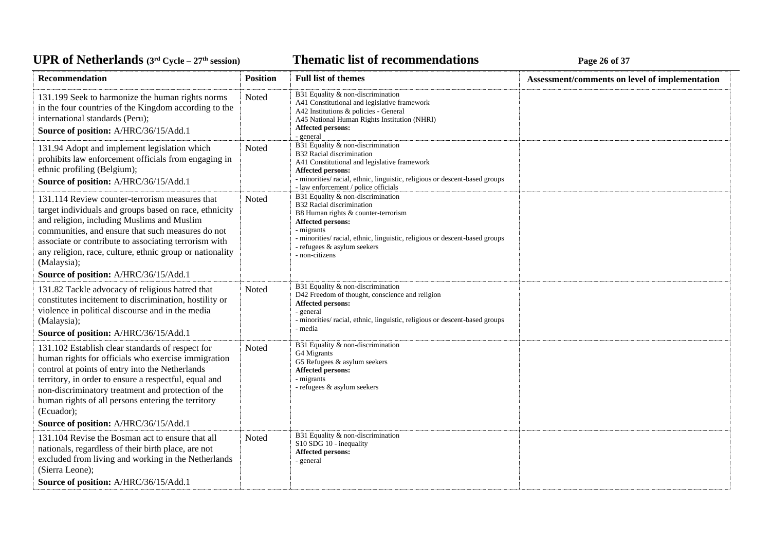| Recommendation | Position | Full list of themes | Assessment/comments on level of implementation |
|---|---|---|---|
| 131.199 Seek to harmonize the human rights norms in the four countries of the Kingdom according to the international standards (Peru);<br>**Source of position:** A/HRC/36/15/Add.1 | Noted | B31 Equality & non-discrimination<br>A41 Constitutional and legislative framework<br>A42 Institutions & policies - General<br>A45 National Human Rights Institution (NHRI)<br>**Affected persons:**<br>- general | |
| 131.94 Adopt and implement legislation which prohibits law enforcement officials from engaging in ethnic profiling (Belgium);<br>**Source of position:** A/HRC/36/15/Add.1 | Noted | B31 Equality & non-discrimination<br>B32 Racial discrimination<br>A41 Constitutional and legislative framework<br>**Affected persons:**<br>- minorities/ racial, ethnic, linguistic, religious or descent-based groups<br>- law enforcement / police officials | |
| 131.114 Review counter-terrorism measures that target individuals and groups based on race, ethnicity and religion, including Muslims and Muslim communities, and ensure that such measures do not associate or contribute to associating terrorism with any religion, race, culture, ethnic group or nationality (Malaysia);<br>**Source of position:** A/HRC/36/15/Add.1 | Noted | B31 Equality & non-discrimination<br>B32 Racial discrimination<br>B8 Human rights & counter-terrorism<br>**Affected persons:**<br>- migrants<br>- minorities/ racial, ethnic, linguistic, religious or descent-based groups<br>- refugees & asylum seekers<br>- non-citizens | |
| 131.82 Tackle advocacy of religious hatred that constitutes incitement to discrimination, hostility or violence in political discourse and in the media (Malaysia);<br>**Source of position:** A/HRC/36/15/Add.1 | Noted | B31 Equality & non-discrimination<br>D42 Freedom of thought, conscience and religion<br>**Affected persons:**<br>- general<br>- minorities/ racial, ethnic, linguistic, religious or descent-based groups<br>- media | |
| 131.102 Establish clear standards of respect for human rights for officials who exercise immigration control at points of entry into the Netherlands territory, in order to ensure a respectful, equal and non-discriminatory treatment and protection of the human rights of all persons entering the territory (Ecuador);<br>**Source of position:** A/HRC/36/15/Add.1 | Noted | B31 Equality & non-discrimination<br>G4 Migrants<br>G5 Refugees & asylum seekers<br>**Affected persons:**<br>- migrants<br>- refugees & asylum seekers | |
| 131.104 Revise the Bosman act to ensure that all nationals, regardless of their birth place, are not excluded from living and working in the Netherlands (Sierra Leone);<br>**Source of position:** A/HRC/36/15/Add.1 | Noted | B31 Equality & non-discrimination<br>S10 SDG 10 - inequality<br>**Affected persons:**<br>- general | |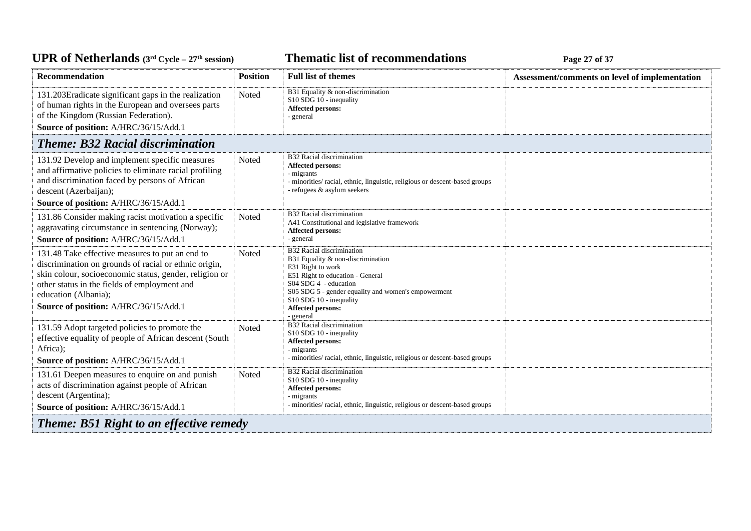| Recommendation | Position | Full list of themes | Assessment/comments on level of implementation |
|---|---|---|---|
| 131.203Eradicate significant gaps in the realization of human rights in the European and oversees parts of the Kingdom (Russian Federation).<br>**Source of position:** A/HRC/36/15/Add.1 | Noted | B31 Equality & non-discrimination<br>S10 SDG 10 - inequality<br>**Affected persons:**<br>- general | |
| ***Theme: B32 Racial discrimination*** | | | |
| 131.92 Develop and implement specific measures and affirmative policies to eliminate racial profiling and discrimination faced by persons of African descent (Azerbaijan);<br>**Source of position:** A/HRC/36/15/Add.1 | Noted | B32 Racial discrimination<br>**Affected persons:**<br>- migrants<br>- minorities/ racial, ethnic, linguistic, religious or descent-based groups<br>- refugees & asylum seekers | |
| 131.86 Consider making racist motivation a specific aggravating circumstance in sentencing (Norway);<br>**Source of position:** A/HRC/36/15/Add.1 | Noted | B32 Racial discrimination<br>A41 Constitutional and legislative framework<br>**Affected persons:**<br>- general | |
| 131.48 Take effective measures to put an end to discrimination on grounds of racial or ethnic origin, skin colour, socioeconomic status, gender, religion or other status in the fields of employment and education (Albania);<br>**Source of position:** A/HRC/36/15/Add.1 | Noted | B32 Racial discrimination<br>B31 Equality & non-discrimination<br>E31 Right to work<br>E51 Right to education - General<br>S04 SDG 4 - education<br>S05 SDG 5 - gender equality and women's empowerment<br>S10 SDG 10 - inequality<br>**Affected persons:**<br>- general | |
| 131.59 Adopt targeted policies to promote the effective equality of people of African descent (South Africa);<br>**Source of position:** A/HRC/36/15/Add.1 | Noted | B32 Racial discrimination<br>S10 SDG 10 - inequality<br>**Affected persons:**<br>- migrants<br>- minorities/ racial, ethnic, linguistic, religious or descent-based groups | |
| 131.61 Deepen measures to enquire on and punish acts of discrimination against people of African descent (Argentina);<br>**Source of position:** A/HRC/36/15/Add.1 | Noted | B32 Racial discrimination<br>S10 SDG 10 - inequality<br>**Affected persons:**<br>- migrants<br>- minorities/ racial, ethnic, linguistic, religious or descent-based groups | |
| ***Theme: B51 Right to an effective remedy*** | | | |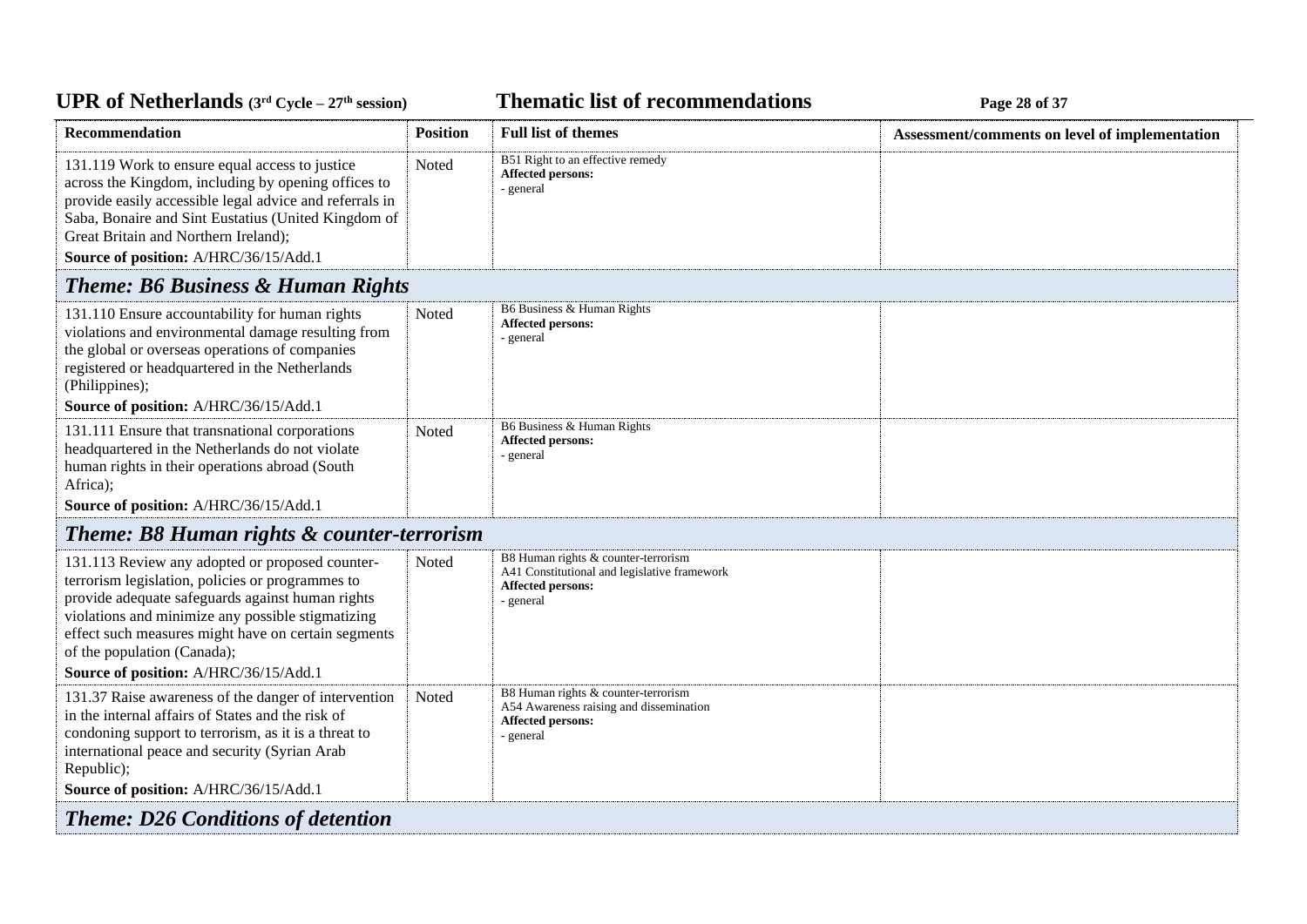| Recommendation | Position | Full list of themes | Assessment/comments on level of implementation |
|---|---|---|---|
| 131.119 Work to ensure equal access to justice across the Kingdom, including by opening offices to provide easily accessible legal advice and referrals in Saba, Bonaire and Sint Eustatius (United Kingdom of Great Britain and Northern Ireland);<br>**Source of position:** A/HRC/36/15/Add.1 | Noted | B51 Right to an effective remedy<br>**Affected persons:**<br>- general | |
| ***Theme: B6 Business & Human Rights*** | | | |
| 131.110 Ensure accountability for human rights violations and environmental damage resulting from the global or overseas operations of companies registered or headquartered in the Netherlands (Philippines);<br>**Source of position:** A/HRC/36/15/Add.1 | Noted | B6 Business & Human Rights<br>**Affected persons:**<br>- general | |
| 131.111 Ensure that transnational corporations headquartered in the Netherlands do not violate human rights in their operations abroad (South Africa);<br>**Source of position:** A/HRC/36/15/Add.1 | Noted | B6 Business & Human Rights<br>**Affected persons:**<br>- general | |
| ***Theme: B8 Human rights & counter-terrorism*** | | | |
| 131.113 Review any adopted or proposed counter-terrorism legislation, policies or programmes to provide adequate safeguards against human rights violations and minimize any possible stigmatizing effect such measures might have on certain segments of the population (Canada);<br>**Source of position:** A/HRC/36/15/Add.1 | Noted | B8 Human rights & counter-terrorism<br>A41 Constitutional and legislative framework<br>**Affected persons:**<br>- general | |
| 131.37 Raise awareness of the danger of intervention in the internal affairs of States and the risk of condoning support to terrorism, as it is a threat to international peace and security (Syrian Arab Republic);<br>**Source of position:** A/HRC/36/15/Add.1 | Noted | B8 Human rights & counter-terrorism<br>A54 Awareness raising and dissemination<br>**Affected persons:**<br>- general | |
| ***Theme: D26 Conditions of detention*** | | | |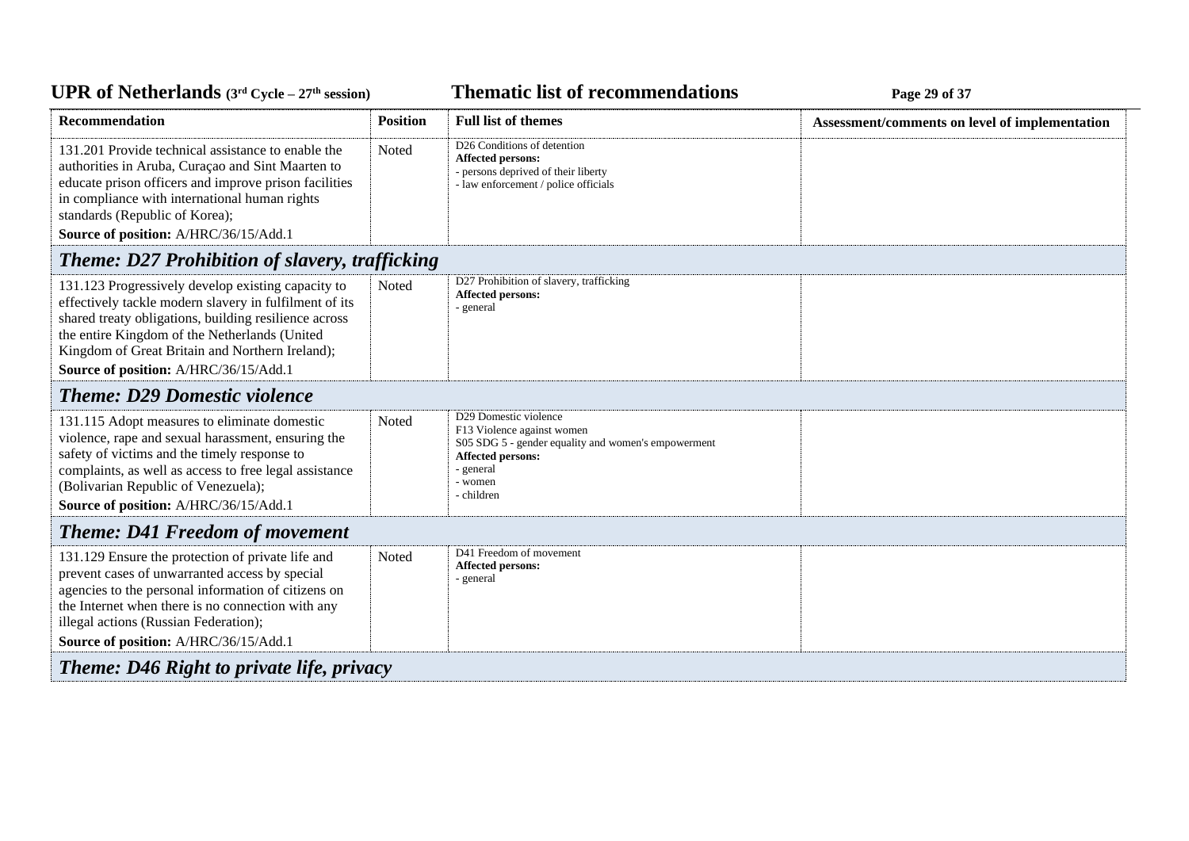| Recommendation | Position | Full list of themes | Assessment/comments on level of implementation |
|---|---|---|---|
| 131.201 Provide technical assistance to enable the authorities in Aruba, Curaçao and Sint Maarten to educate prison officers and improve prison facilities in compliance with international human rights standards (Republic of Korea);<br>**Source of position:** A/HRC/36/15/Add.1 | Noted | D26 Conditions of detention<br>**Affected persons:**<br>- persons deprived of their liberty<br>- law enforcement / police officials | |
| ***Theme: D27 Prohibition of slavery, trafficking*** | | | |
| 131.123 Progressively develop existing capacity to effectively tackle modern slavery in fulfilment of its shared treaty obligations, building resilience across the entire Kingdom of the Netherlands (United Kingdom of Great Britain and Northern Ireland);<br>**Source of position:** A/HRC/36/15/Add.1 | Noted | D27 Prohibition of slavery, trafficking<br>**Affected persons:**<br>- general | |
| ***Theme: D29 Domestic violence*** | | | |
| 131.115 Adopt measures to eliminate domestic violence, rape and sexual harassment, ensuring the safety of victims and the timely response to complaints, as well as access to free legal assistance (Bolivarian Republic of Venezuela);<br>**Source of position:** A/HRC/36/15/Add.1 | Noted | D29 Domestic violence<br>F13 Violence against women<br>S05 SDG 5 - gender equality and women's empowerment<br>**Affected persons:**<br>- general<br>- women<br>- children | |
| ***Theme: D41 Freedom of movement*** | | | |
| 131.129 Ensure the protection of private life and prevent cases of unwarranted access by special agencies to the personal information of citizens on the Internet when there is no connection with any illegal actions (Russian Federation);<br>**Source of position:** A/HRC/36/15/Add.1 | Noted | D41 Freedom of movement<br>**Affected persons:**<br>- general | |
| ***Theme: D46 Right to private life, privacy*** | | | |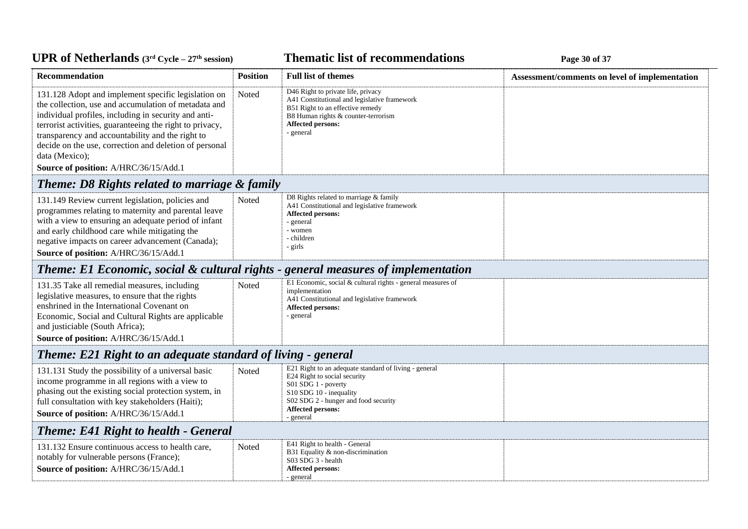| Recommendation | Position | Full list of themes | Assessment/comments on level of implementation |
|---|---|---|---|
| 131.128 Adopt and implement specific legislation on the collection, use and accumulation of metadata and individual profiles, including in security and anti-terrorist activities, guaranteeing the right to privacy, transparency and accountability and the right to decide on the use, correction and deletion of personal data (Mexico);<br>**Source of position:** A/HRC/36/15/Add.1 | Noted | D46 Right to private life, privacy<br>A41 Constitutional and legislative framework<br>B51 Right to an effective remedy<br>B8 Human rights & counter-terrorism<br>**Affected persons:**<br>- general | |
| ***Theme: D8 Rights related to marriage & family*** | | | |
| 131.149 Review current legislation, policies and programmes relating to maternity and parental leave with a view to ensuring an adequate period of infant and early childhood care while mitigating the negative impacts on career advancement (Canada);<br>**Source of position:** A/HRC/36/15/Add.1 | Noted | D8 Rights related to marriage & family<br>A41 Constitutional and legislative framework<br>**Affected persons:**<br>- general<br>- women<br>- children<br>- girls | |
| ***Theme: E1 Economic, social & cultural rights - general measures of implementation*** | | | |
| 131.35 Take all remedial measures, including legislative measures, to ensure that the rights enshrined in the International Covenant on Economic, Social and Cultural Rights are applicable and justiciable (South Africa);<br>**Source of position:** A/HRC/36/15/Add.1 | Noted | E1 Economic, social & cultural rights - general measures of implementation<br>A41 Constitutional and legislative framework<br>**Affected persons:**<br>- general | |
| ***Theme: E21 Right to an adequate standard of living - general*** | | | |
| 131.131 Study the possibility of a universal basic income programme in all regions with a view to phasing out the existing social protection system, in full consultation with key stakeholders (Haiti);<br>**Source of position:** A/HRC/36/15/Add.1 | Noted | E21 Right to an adequate standard of living - general<br>E24 Right to social security<br>S01 SDG 1 - poverty<br>S10 SDG 10 - inequality<br>S02 SDG 2 - hunger and food security<br>**Affected persons:**<br>- general | |
| ***Theme: E41 Right to health - General*** | | | |
| 131.132 Ensure continuous access to health care, notably for vulnerable persons (France);<br>**Source of position:** A/HRC/36/15/Add.1 | Noted | E41 Right to health - General<br>B31 Equality & non-discrimination<br>S03 SDG 3 - health<br>**Affected persons:**<br>- general | |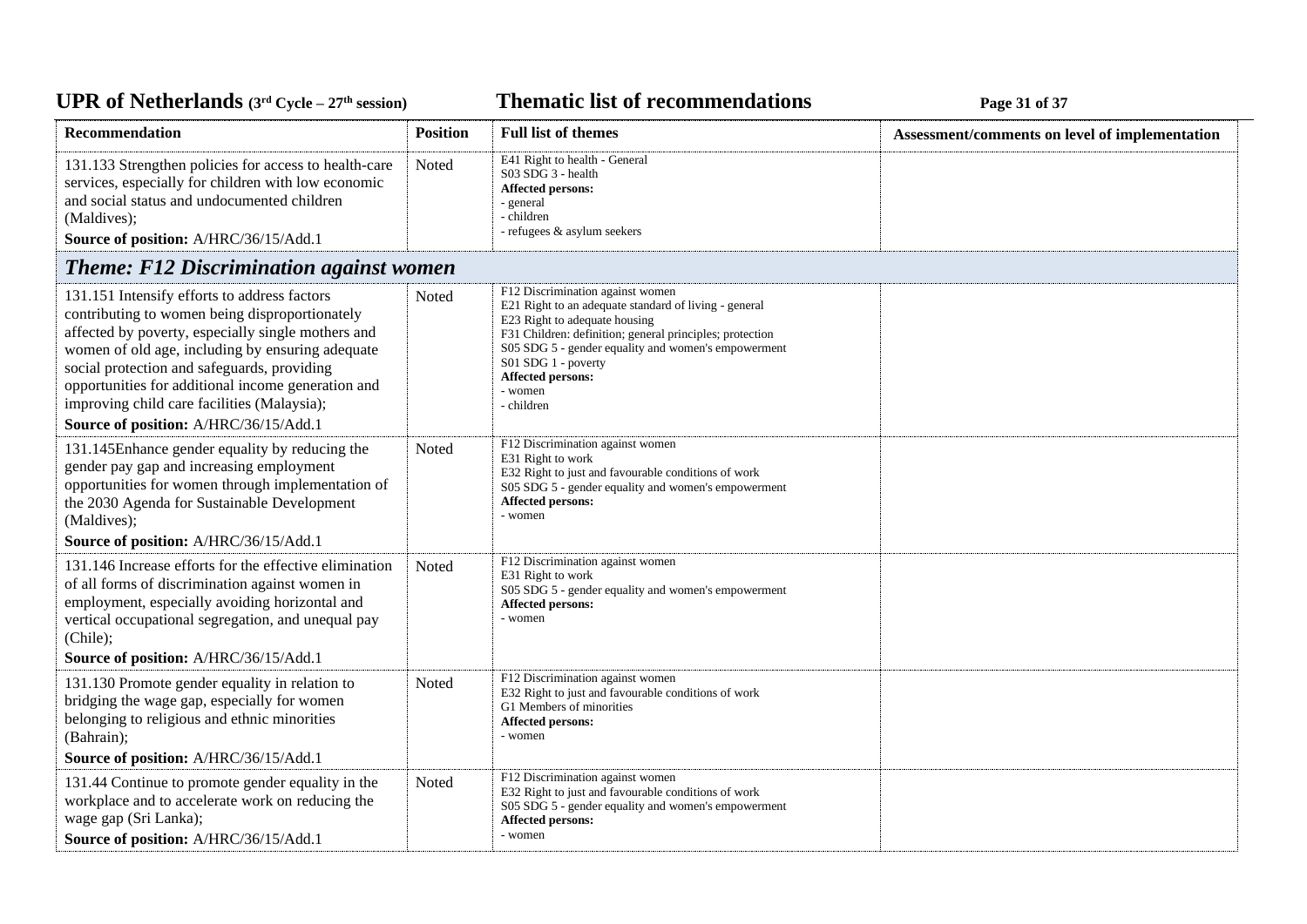| Recommendation | Position | Full list of themes | Assessment/comments on level of implementation |
|---|---|---|---|
| 131.133 Strengthen policies for access to health-care services, especially for children with low economic and social status and undocumented children (Maldives);<br>**Source of position:** A/HRC/36/15/Add.1 | Noted | E41 Right to health - General<br>S03 SDG 3 - health<br>**Affected persons:**<br>- general<br>- children<br>- refugees & asylum seekers | |
| ***Theme: F12 Discrimination against women*** | | | |
| 131.151 Intensify efforts to address factors contributing to women being disproportionately affected by poverty, especially single mothers and women of old age, including by ensuring adequate social protection and safeguards, providing opportunities for additional income generation and improving child care facilities (Malaysia);<br>**Source of position:** A/HRC/36/15/Add.1 | Noted | F12 Discrimination against women<br>E21 Right to an adequate standard of living - general<br>E23 Right to adequate housing<br>F31 Children: definition; general principles; protection<br>S05 SDG 5 - gender equality and women's empowerment<br>S01 SDG 1 - poverty<br>**Affected persons:**<br>- women<br>- children | |
| 131.145Enhance gender equality by reducing the gender pay gap and increasing employment opportunities for women through implementation of the 2030 Agenda for Sustainable Development (Maldives);<br>**Source of position:** A/HRC/36/15/Add.1 | Noted | F12 Discrimination against women<br>E31 Right to work<br>E32 Right to just and favourable conditions of work<br>S05 SDG 5 - gender equality and women's empowerment<br>**Affected persons:**<br>- women | |
| 131.146 Increase efforts for the effective elimination of all forms of discrimination against women in employment, especially avoiding horizontal and vertical occupational segregation, and unequal pay (Chile);<br>**Source of position:** A/HRC/36/15/Add.1 | Noted | F12 Discrimination against women<br>E31 Right to work<br>S05 SDG 5 - gender equality and women's empowerment<br>**Affected persons:**<br>- women | |
| 131.130 Promote gender equality in relation to bridging the wage gap, especially for women belonging to religious and ethnic minorities (Bahrain);<br>**Source of position:** A/HRC/36/15/Add.1 | Noted | F12 Discrimination against women<br>E32 Right to just and favourable conditions of work<br>G1 Members of minorities<br>**Affected persons:**<br>- women | |
| 131.44 Continue to promote gender equality in the workplace and to accelerate work on reducing the wage gap (Sri Lanka);<br>**Source of position:** A/HRC/36/15/Add.1 | Noted | F12 Discrimination against women<br>E32 Right to just and favourable conditions of work<br>S05 SDG 5 - gender equality and women's empowerment<br>**Affected persons:**<br>- women | |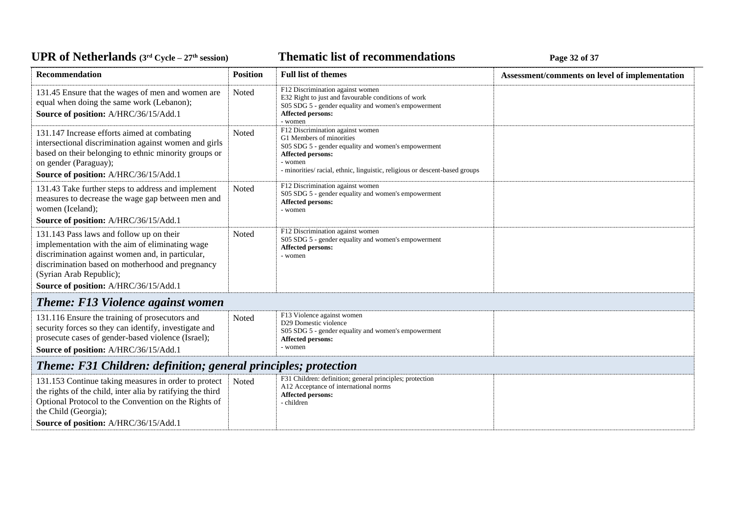| Recommendation | Position | Full list of themes | Assessment/comments on level of implementation |
|---|---|---|---|
| 131.45 Ensure that the wages of men and women are equal when doing the same work (Lebanon);<br>**Source of position:** A/HRC/36/15/Add.1 | Noted | F12 Discrimination against women<br>E32 Right to just and favourable conditions of work<br>S05 SDG 5 - gender equality and women's empowerment<br>**Affected persons:**<br>- women | |
| 131.147 Increase efforts aimed at combating intersectional discrimination against women and girls based on their belonging to ethnic minority groups or on gender (Paraguay);<br>**Source of position:** A/HRC/36/15/Add.1 | Noted | F12 Discrimination against women<br>G1 Members of minorities<br>S05 SDG 5 - gender equality and women's empowerment<br>**Affected persons:**<br>- women<br>- minorities/ racial, ethnic, linguistic, religious or descent-based groups | |
| 131.43 Take further steps to address and implement measures to decrease the wage gap between men and women (Iceland);<br>**Source of position:** A/HRC/36/15/Add.1 | Noted | F12 Discrimination against women<br>S05 SDG 5 - gender equality and women's empowerment<br>**Affected persons:**<br>- women | |
| 131.143 Pass laws and follow up on their implementation with the aim of eliminating wage discrimination against women and, in particular, discrimination based on motherhood and pregnancy (Syrian Arab Republic);<br>**Source of position:** A/HRC/36/15/Add.1 | Noted | F12 Discrimination against women<br>S05 SDG 5 - gender equality and women's empowerment<br>**Affected persons:**<br>- women | |
| ***Theme: F13 Violence against women*** | | | |
| 131.116 Ensure the training of prosecutors and security forces so they can identify, investigate and prosecute cases of gender-based violence (Israel);<br>**Source of position:** A/HRC/36/15/Add.1 | Noted | F13 Violence against women<br>D29 Domestic violence<br>S05 SDG 5 - gender equality and women's empowerment<br>**Affected persons:**<br>- women | |
| ***Theme: F31 Children: definition; general principles; protection*** | | | |
| 131.153 Continue taking measures in order to protect the rights of the child, inter alia by ratifying the third Optional Protocol to the Convention on the Rights of the Child (Georgia);<br>**Source of position:** A/HRC/36/15/Add.1 | Noted | F31 Children: definition; general principles; protection<br>A12 Acceptance of international norms<br>**Affected persons:**<br>- children | |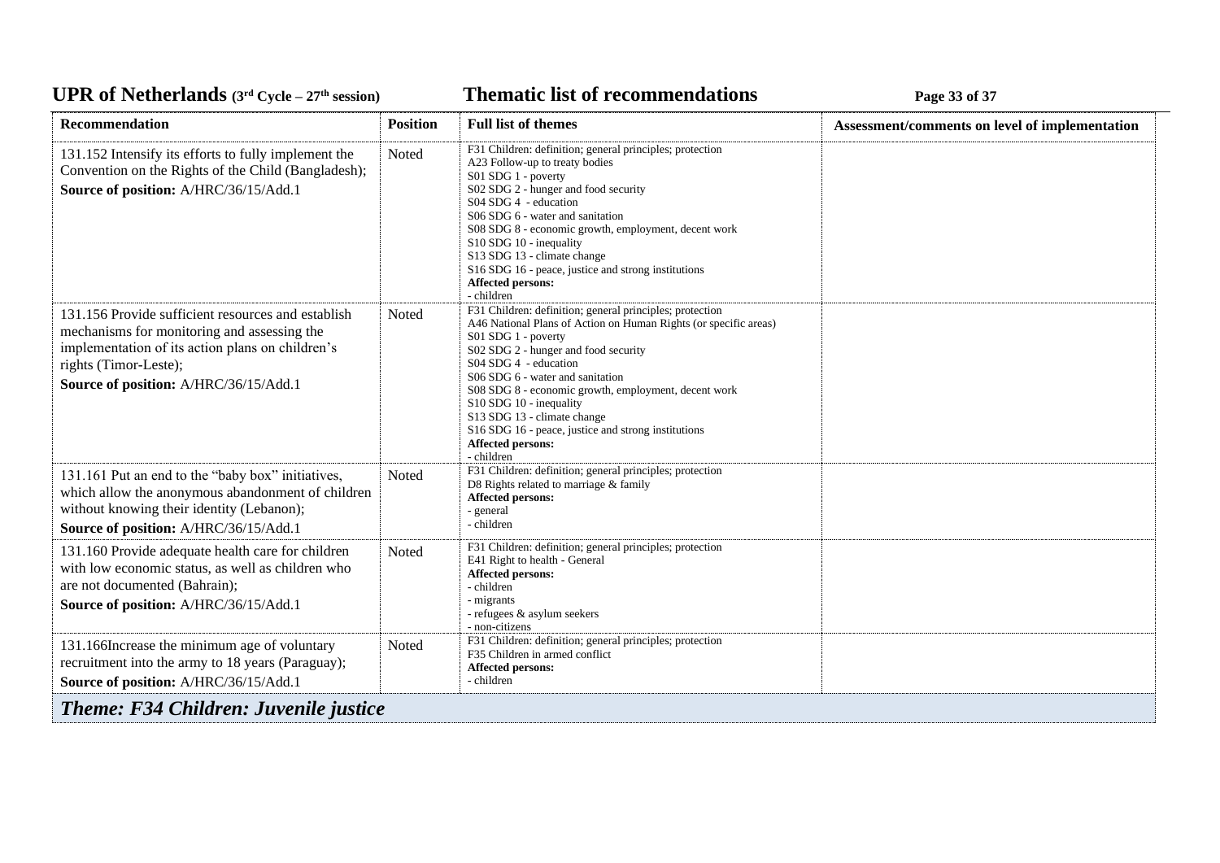| Recommendation | Position | Full list of themes | Assessment/comments on level of implementation |
|---|---|---|---|
| 131.152 Intensify its efforts to fully implement the Convention on the Rights of the Child (Bangladesh);<br>**Source of position:** A/HRC/36/15/Add.1 | Noted | F31 Children: definition; general principles; protection<br>A23 Follow-up to treaty bodies<br>S01 SDG 1 - poverty<br>S02 SDG 2 - hunger and food security<br>S04 SDG 4 - education<br>S06 SDG 6 - water and sanitation<br>S08 SDG 8 - economic growth, employment, decent work<br>S10 SDG 10 - inequality<br>S13 SDG 13 - climate change<br>S16 SDG 16 - peace, justice and strong institutions<br>**Affected persons:**<br>- children | |
| 131.156 Provide sufficient resources and establish mechanisms for monitoring and assessing the implementation of its action plans on children's rights (Timor-Leste);<br>**Source of position:** A/HRC/36/15/Add.1 | Noted | F31 Children: definition; general principles; protection<br>A46 National Plans of Action on Human Rights (or specific areas)<br>S01 SDG 1 - poverty<br>S02 SDG 2 - hunger and food security<br>S04 SDG 4 - education<br>S06 SDG 6 - water and sanitation<br>S08 SDG 8 - economic growth, employment, decent work<br>S10 SDG 10 - inequality<br>S13 SDG 13 - climate change<br>S16 SDG 16 - peace, justice and strong institutions<br>**Affected persons:**<br>- children | |
| 131.161 Put an end to the "baby box" initiatives, which allow the anonymous abandonment of children without knowing their identity (Lebanon);<br>**Source of position:** A/HRC/36/15/Add.1 | Noted | F31 Children: definition; general principles; protection<br>D8 Rights related to marriage & family<br>**Affected persons:**<br>- general<br>- children | |
| 131.160 Provide adequate health care for children with low economic status, as well as children who are not documented (Bahrain);<br>**Source of position:** A/HRC/36/15/Add.1 | Noted | F31 Children: definition; general principles; protection<br>E41 Right to health - General<br>**Affected persons:**<br>- children<br>- migrants<br>- refugees & asylum seekers<br>- non-citizens | |
| 131.166Increase the minimum age of voluntary recruitment into the army to 18 years (Paraguay);<br>**Source of position:** A/HRC/36/15/Add.1 | Noted | F31 Children: definition; general principles; protection<br>F35 Children in armed conflict<br>**Affected persons:**<br>- children | |

***Theme: F34 Children: Juvenile justice***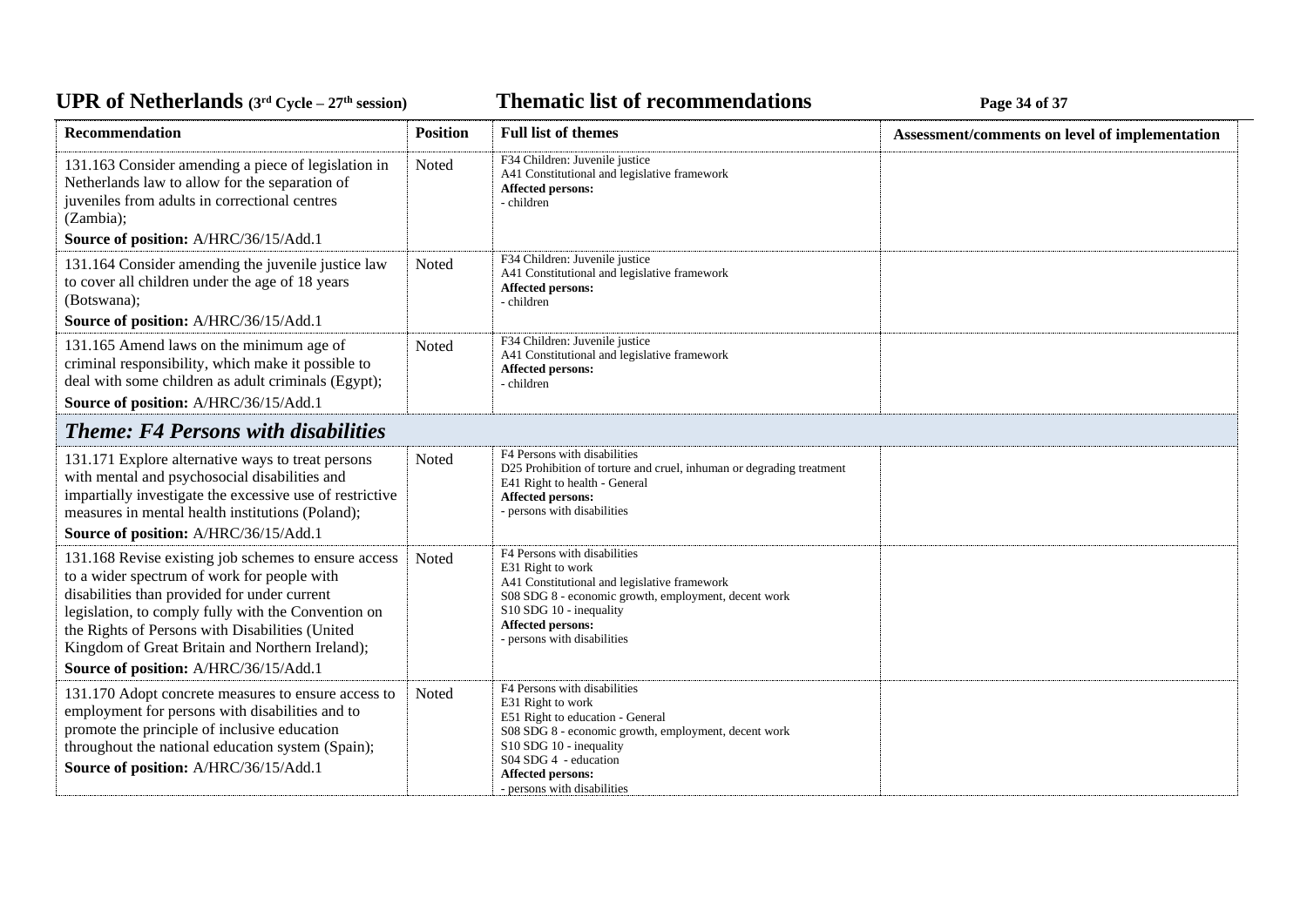| Recommendation | Position | Full list of themes | Assessment/comments on level of implementation |
|---|---|---|---|
| 131.163 Consider amending a piece of legislation in Netherlands law to allow for the separation of juveniles from adults in correctional centres (Zambia);<br>**Source of position:** A/HRC/36/15/Add.1 | Noted | F34 Children: Juvenile justice<br>A41 Constitutional and legislative framework<br>**Affected persons:**<br>- children | |
| 131.164 Consider amending the juvenile justice law to cover all children under the age of 18 years (Botswana);<br>**Source of position:** A/HRC/36/15/Add.1 | Noted | F34 Children: Juvenile justice<br>A41 Constitutional and legislative framework<br>**Affected persons:**<br>- children | |
| 131.165 Amend laws on the minimum age of criminal responsibility, which make it possible to deal with some children as adult criminals (Egypt);<br>**Source of position:** A/HRC/36/15/Add.1 | Noted | F34 Children: Juvenile justice<br>A41 Constitutional and legislative framework<br>**Affected persons:**<br>- children | |
| ***Theme: F4 Persons with disabilities*** | | | |
| 131.171 Explore alternative ways to treat persons with mental and psychosocial disabilities and impartially investigate the excessive use of restrictive measures in mental health institutions (Poland);<br>**Source of position:** A/HRC/36/15/Add.1 | Noted | F4 Persons with disabilities<br>D25 Prohibition of torture and cruel, inhuman or degrading treatment<br>E41 Right to health - General<br>**Affected persons:**<br>- persons with disabilities | |
| 131.168 Revise existing job schemes to ensure access to a wider spectrum of work for people with disabilities than provided for under current legislation, to comply fully with the Convention on the Rights of Persons with Disabilities (United Kingdom of Great Britain and Northern Ireland);<br>**Source of position:** A/HRC/36/15/Add.1 | Noted | F4 Persons with disabilities<br>E31 Right to work<br>A41 Constitutional and legislative framework<br>S08 SDG 8 - economic growth, employment, decent work<br>S10 SDG 10 - inequality<br>**Affected persons:**<br>- persons with disabilities | |
| 131.170 Adopt concrete measures to ensure access to employment for persons with disabilities and to promote the principle of inclusive education throughout the national education system (Spain);<br>**Source of position:** A/HRC/36/15/Add.1 | Noted | F4 Persons with disabilities<br>E31 Right to work<br>E51 Right to education - General<br>S08 SDG 8 - economic growth, employment, decent work<br>S10 SDG 10 - inequality<br>S04 SDG 4 - education<br>**Affected persons:**<br>- persons with disabilities | |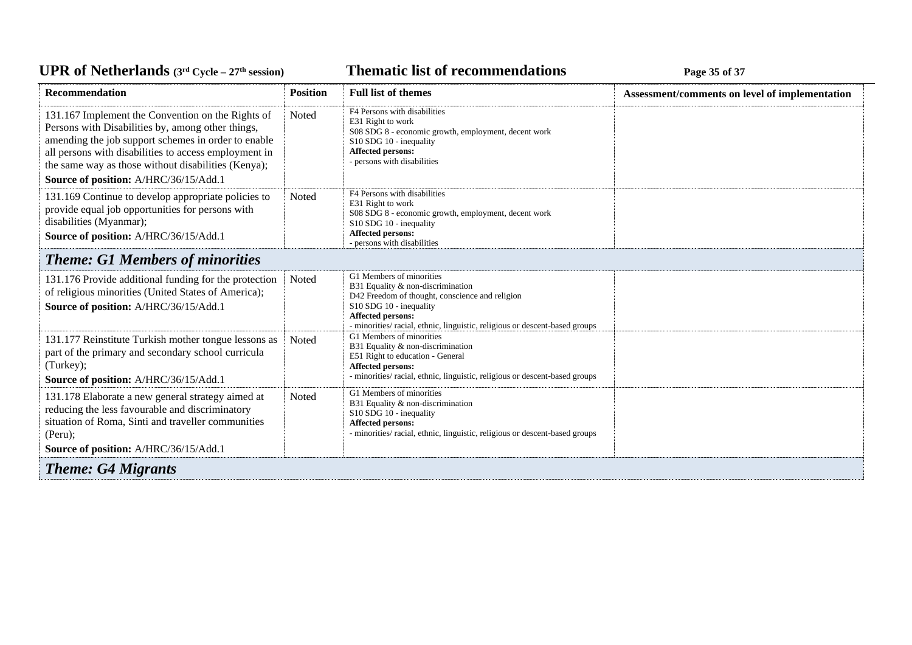| Recommendation | Position | Full list of themes | Assessment/comments on level of implementation |
|---|---|---|---|
| 131.167 Implement the Convention on the Rights of Persons with Disabilities by, among other things, amending the job support schemes in order to enable all persons with disabilities to access employment in the same way as those without disabilities (Kenya);<br>**Source of position:** A/HRC/36/15/Add.1 | Noted | F4 Persons with disabilities<br>E31 Right to work<br>S08 SDG 8 - economic growth, employment, decent work<br>S10 SDG 10 - inequality<br>**Affected persons:**<br>- persons with disabilities | |
| 131.169 Continue to develop appropriate policies to provide equal job opportunities for persons with disabilities (Myanmar);<br>**Source of position:** A/HRC/36/15/Add.1 | Noted | F4 Persons with disabilities<br>E31 Right to work<br>S08 SDG 8 - economic growth, employment, decent work<br>S10 SDG 10 - inequality<br>**Affected persons:**<br>- persons with disabilities | |
| ***Theme: G1 Members of minorities*** | | | |
| 131.176 Provide additional funding for the protection of religious minorities (United States of America);<br>**Source of position:** A/HRC/36/15/Add.1 | Noted | G1 Members of minorities<br>B31 Equality & non-discrimination<br>D42 Freedom of thought, conscience and religion<br>S10 SDG 10 - inequality<br>**Affected persons:**<br>- minorities/ racial, ethnic, linguistic, religious or descent-based groups | |
| 131.177 Reinstitute Turkish mother tongue lessons as part of the primary and secondary school curricula (Turkey);<br>**Source of position:** A/HRC/36/15/Add.1 | Noted | G1 Members of minorities<br>B31 Equality & non-discrimination<br>E51 Right to education - General<br>**Affected persons:**<br>- minorities/ racial, ethnic, linguistic, religious or descent-based groups | |
| 131.178 Elaborate a new general strategy aimed at reducing the less favourable and discriminatory situation of Roma, Sinti and traveller communities (Peru);<br>**Source of position:** A/HRC/36/15/Add.1 | Noted | G1 Members of minorities<br>B31 Equality & non-discrimination<br>S10 SDG 10 - inequality<br>**Affected persons:**<br>- minorities/ racial, ethnic, linguistic, religious or descent-based groups | |
| ***Theme: G4 Migrants*** | | | |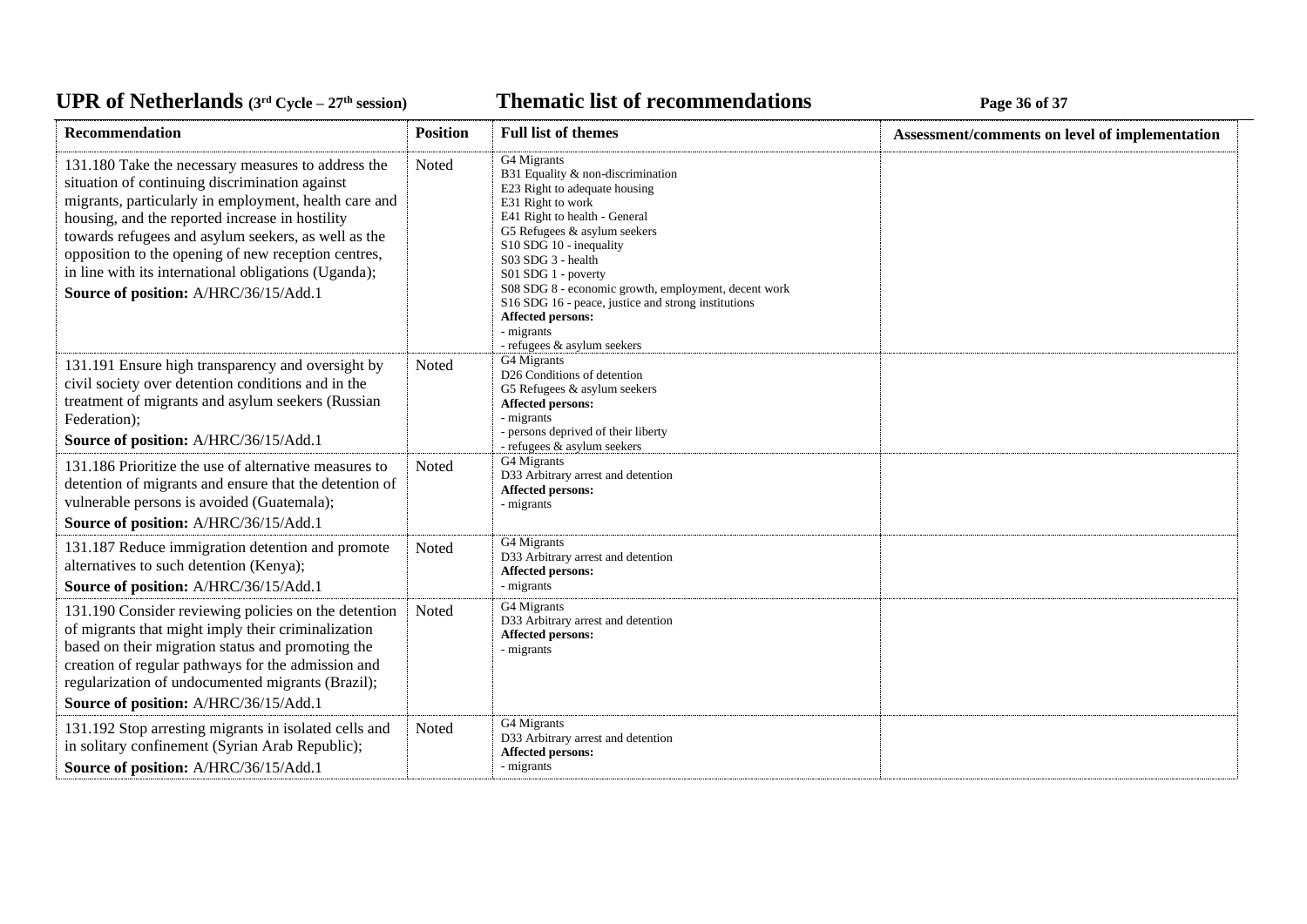| Recommendation | Position | Full list of themes | Assessment/comments on level of implementation |
|---|---|---|---|
| 131.180 Take the necessary measures to address the situation of continuing discrimination against migrants, particularly in employment, health care and housing, and the reported increase in hostility towards refugees and asylum seekers, as well as the opposition to the opening of new reception centres, in line with its international obligations (Uganda);<br>**Source of position:** A/HRC/36/15/Add.1 | Noted | G4 Migrants<br>B31 Equality & non-discrimination<br>E23 Right to adequate housing<br>E31 Right to work<br>E41 Right to health - General<br>G5 Refugees & asylum seekers<br>S10 SDG 10 - inequality<br>S03 SDG 3 - health<br>S01 SDG 1 - poverty<br>S08 SDG 8 - economic growth, employment, decent work<br>S16 SDG 16 - peace, justice and strong institutions<br>**Affected persons:**<br>- migrants<br>- refugees & asylum seekers | |
| 131.191 Ensure high transparency and oversight by civil society over detention conditions and in the treatment of migrants and asylum seekers (Russian Federation);<br>**Source of position:** A/HRC/36/15/Add.1 | Noted | G4 Migrants<br>D26 Conditions of detention<br>G5 Refugees & asylum seekers<br>**Affected persons:**<br>- migrants<br>- persons deprived of their liberty<br>- refugees & asylum seekers | |
| 131.186 Prioritize the use of alternative measures to detention of migrants and ensure that the detention of vulnerable persons is avoided (Guatemala);<br>**Source of position:** A/HRC/36/15/Add.1 | Noted | G4 Migrants<br>D33 Arbitrary arrest and detention<br>**Affected persons:**<br>- migrants | |
| 131.187 Reduce immigration detention and promote alternatives to such detention (Kenya);<br>**Source of position:** A/HRC/36/15/Add.1 | Noted | G4 Migrants<br>D33 Arbitrary arrest and detention<br>**Affected persons:**<br>- migrants | |
| 131.190 Consider reviewing policies on the detention of migrants that might imply their criminalization based on their migration status and promoting the creation of regular pathways for the admission and regularization of undocumented migrants (Brazil);<br>**Source of position:** A/HRC/36/15/Add.1 | Noted | G4 Migrants<br>D33 Arbitrary arrest and detention<br>**Affected persons:**<br>- migrants | |
| 131.192 Stop arresting migrants in isolated cells and in solitary confinement (Syrian Arab Republic);<br>**Source of position:** A/HRC/36/15/Add.1 | Noted | G4 Migrants<br>D33 Arbitrary arrest and detention<br>**Affected persons:**<br>- migrants | |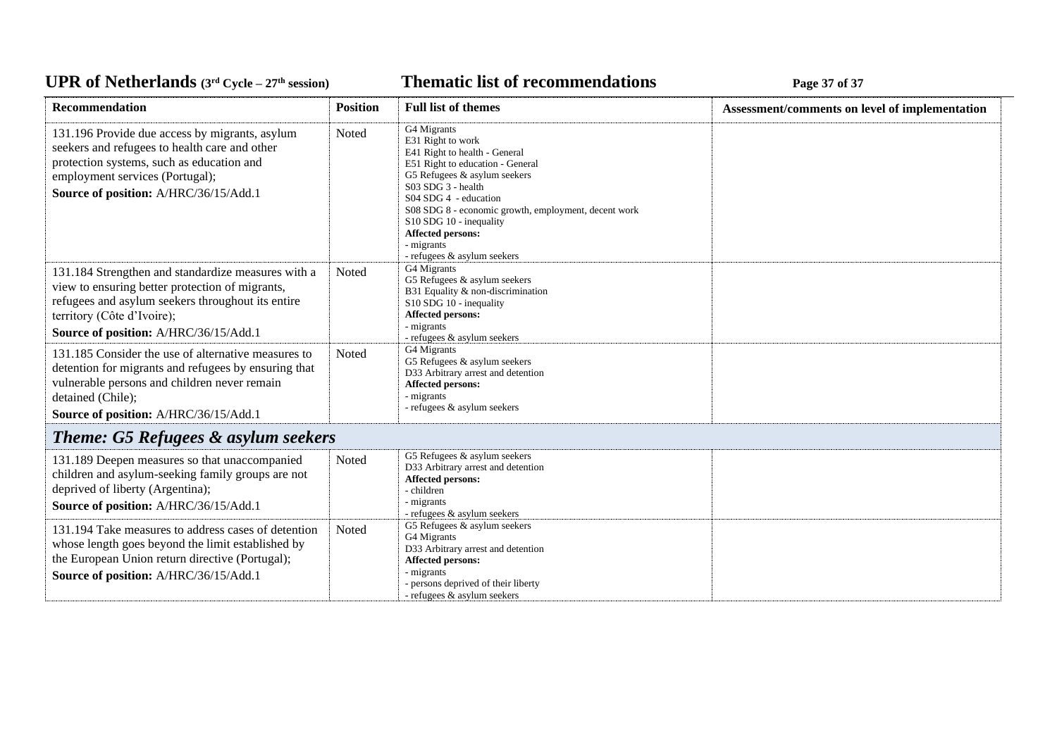| Recommendation | Position | Full list of themes | Assessment/comments on level of implementation |
|---|---|---|---|
| 131.196 Provide due access by migrants, asylum seekers and refugees to health care and other protection systems, such as education and employment services (Portugal);<br>**Source of position:** A/HRC/36/15/Add.1 | Noted | G4 Migrants<br>E31 Right to work<br>E41 Right to health - General<br>E51 Right to education - General<br>G5 Refugees & asylum seekers<br>S03 SDG 3 - health<br>S04 SDG 4 - education<br>S08 SDG 8 - economic growth, employment, decent work<br>S10 SDG 10 - inequality<br>**Affected persons:**<br>- migrants<br>- refugees & asylum seekers | |
| 131.184 Strengthen and standardize measures with a view to ensuring better protection of migrants, refugees and asylum seekers throughout its entire territory (Côte d'Ivoire);<br>**Source of position:** A/HRC/36/15/Add.1 | Noted | G4 Migrants<br>G5 Refugees & asylum seekers<br>B31 Equality & non-discrimination<br>S10 SDG 10 - inequality<br>**Affected persons:**<br>- migrants<br>- refugees & asylum seekers | |
| 131.185 Consider the use of alternative measures to detention for migrants and refugees by ensuring that vulnerable persons and children never remain detained (Chile);<br>**Source of position:** A/HRC/36/15/Add.1 | Noted | G4 Migrants<br>G5 Refugees & asylum seekers<br>D33 Arbitrary arrest and detention<br>**Affected persons:**<br>- migrants<br>- refugees & asylum seekers | |
| ***Theme: G5 Refugees & asylum seekers*** | | | |
| 131.189 Deepen measures so that unaccompanied children and asylum-seeking family groups are not deprived of liberty (Argentina);<br>**Source of position:** A/HRC/36/15/Add.1 | Noted | G5 Refugees & asylum seekers<br>D33 Arbitrary arrest and detention<br>**Affected persons:**<br>- children<br>- migrants<br>- refugees & asylum seekers | |
| 131.194 Take measures to address cases of detention whose length goes beyond the limit established by the European Union return directive (Portugal);<br>**Source of position:** A/HRC/36/15/Add.1 | Noted | G5 Refugees & asylum seekers<br>G4 Migrants<br>D33 Arbitrary arrest and detention<br>**Affected persons:**<br>- migrants<br>- persons deprived of their liberty<br>- refugees & asylum seekers | |